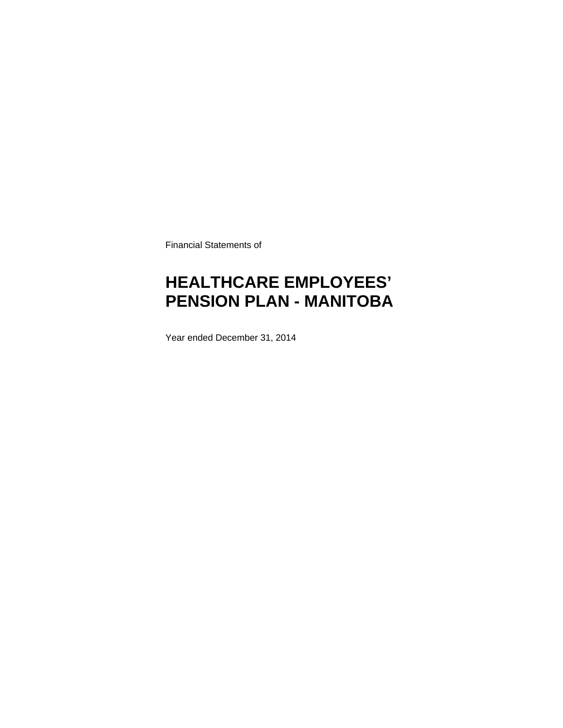Financial Statements of

# HEALTHCARE EMPLOYEES' PENSION PLAN - MANITOBA

Year ended December 31, 2014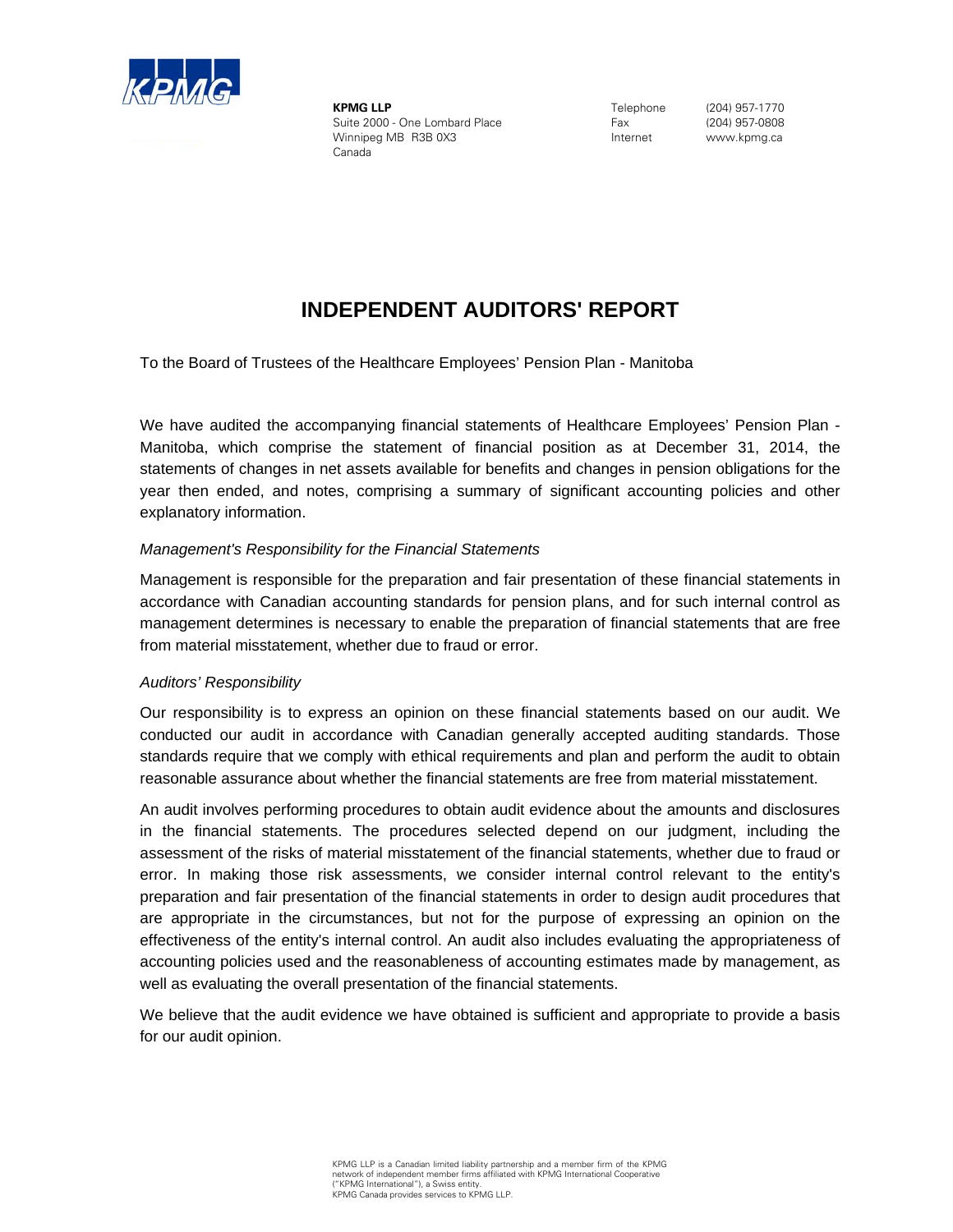**KPMG LLP**
Suite 2000 - One Lombard Place
Winnipeg MB R3B 0X3
Canada

Telephone (204) 957-1770
Fax (204) 957-0808
Internet www.kpmg.ca

# INDEPENDENT AUDITORS' REPORT

To the Board of Trustees of the Healthcare Employees' Pension Plan - Manitoba

We have audited the accompanying financial statements of Healthcare Employees' Pension Plan - Manitoba, which comprise the statement of financial position as at December 31, 2014, the statements of changes in net assets available for benefits and changes in pension obligations for the year then ended, and notes, comprising a summary of significant accounting policies and other explanatory information.

*Management's Responsibility for the Financial Statements*

Management is responsible for the preparation and fair presentation of these financial statements in accordance with Canadian accounting standards for pension plans, and for such internal control as management determines is necessary to enable the preparation of financial statements that are free from material misstatement, whether due to fraud or error.

*Auditors' Responsibility*

Our responsibility is to express an opinion on these financial statements based on our audit. We conducted our audit in accordance with Canadian generally accepted auditing standards. Those standards require that we comply with ethical requirements and plan and perform the audit to obtain reasonable assurance about whether the financial statements are free from material misstatement.

An audit involves performing procedures to obtain audit evidence about the amounts and disclosures in the financial statements. The procedures selected depend on our judgment, including the assessment of the risks of material misstatement of the financial statements, whether due to fraud or error. In making those risk assessments, we consider internal control relevant to the entity's preparation and fair presentation of the financial statements in order to design audit procedures that are appropriate in the circumstances, but not for the purpose of expressing an opinion on the effectiveness of the entity's internal control. An audit also includes evaluating the appropriateness of accounting policies used and the reasonableness of accounting estimates made by management, as well as evaluating the overall presentation of the financial statements.

We believe that the audit evidence we have obtained is sufficient and appropriate to provide a basis for our audit opinion.

KPMG LLP is a Canadian limited liability partnership and a member firm of the KPMG network of independent member firms affiliated with KPMG International Cooperative ("KPMG International"), a Swiss entity.
KPMG Canada provides services to KPMG LLP.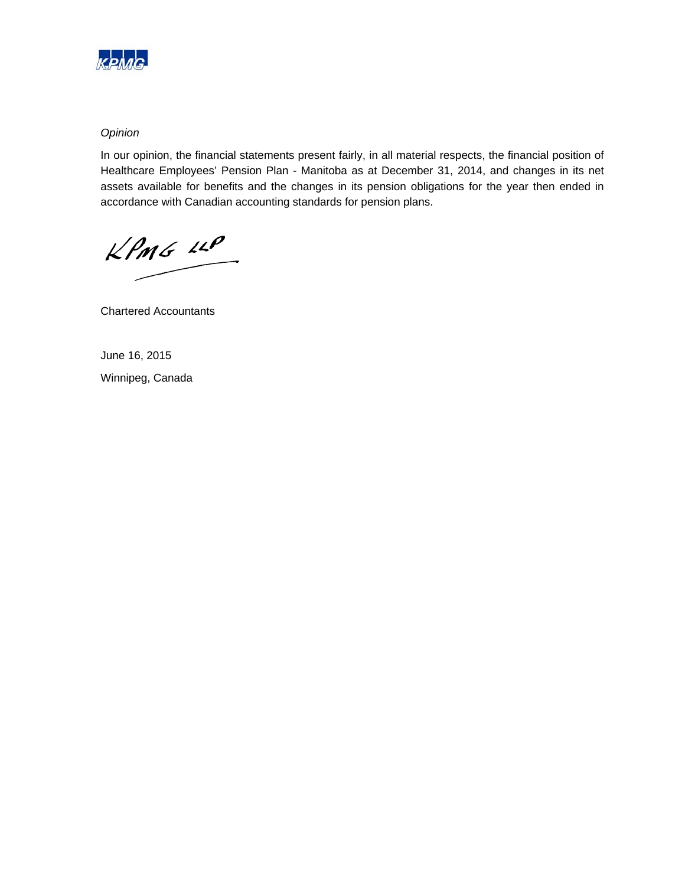*Opinion*

In our opinion, the financial statements present fairly, in all material respects, the financial position of Healthcare Employees' Pension Plan - Manitoba as at December 31, 2014, and changes in its net assets available for benefits and the changes in its pension obligations for the year then ended in accordance with Canadian accounting standards for pension plans.

KPMG LLP

Chartered Accountants

June 16, 2015

Winnipeg, Canada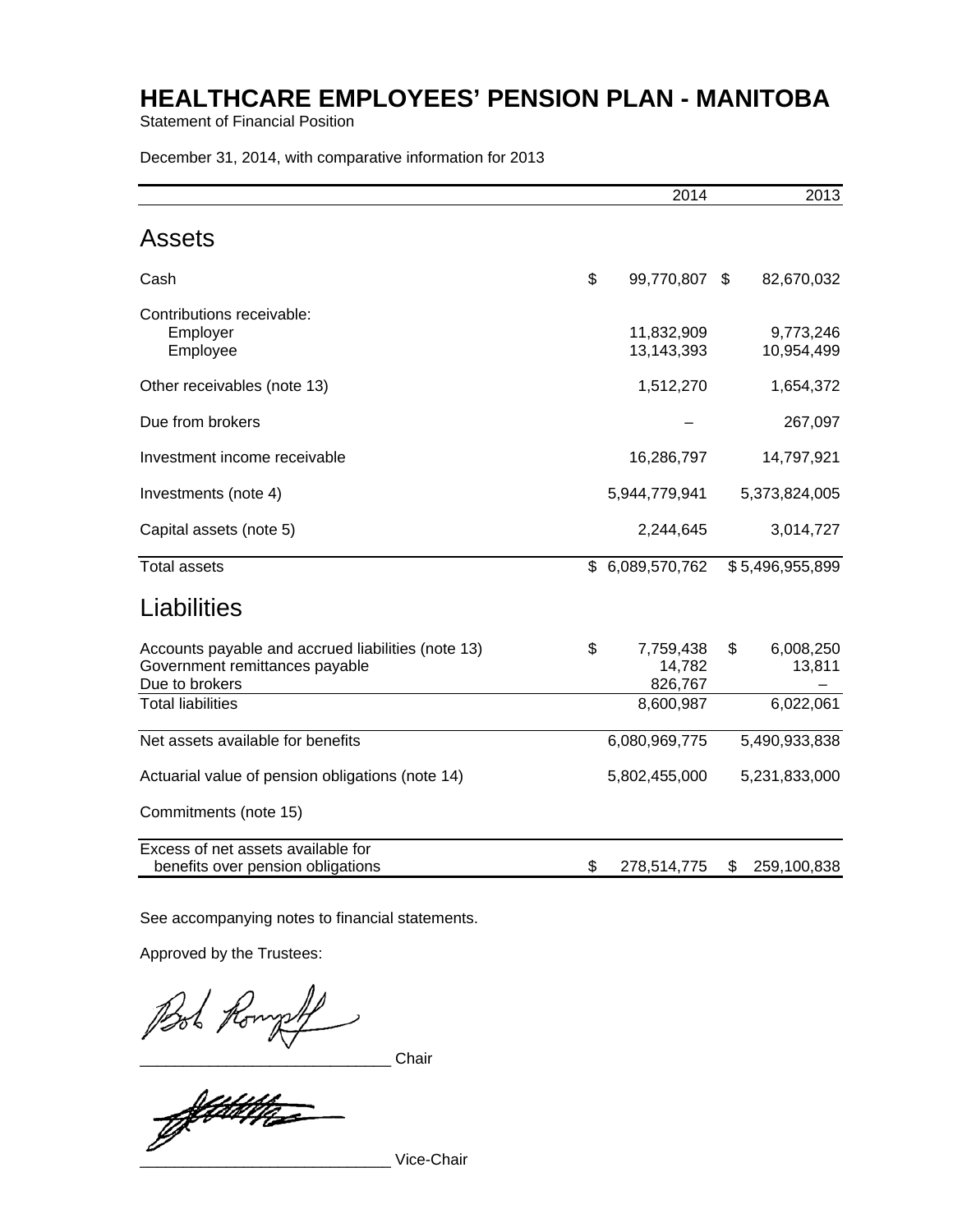# HEALTHCARE EMPLOYEES' PENSION PLAN - MANITOBA

Statement of Financial Position

December 31, 2014, with comparative information for 2013

| | 2014 | 2013 |
|---|---|---|
| **Assets** | | |
| Cash | $ 99,770,807 | $ 82,670,032 |
| Contributions receivable: | | |
| Employer | 11,832,909 | 9,773,246 |
| Employee | 13,143,393 | 10,954,499 |
| Other receivables (note 13) | 1,512,270 | 1,654,372 |
| Due from brokers | – | 267,097 |
| Investment income receivable | 16,286,797 | 14,797,921 |
| Investments (note 4) | 5,944,779,941 | 5,373,824,005 |
| Capital assets (note 5) | 2,244,645 | 3,014,727 |
| Total assets | $ 6,089,570,762 | $ 5,496,955,899 |
| **Liabilities** | | |
| Accounts payable and accrued liabilities (note 13) | $ 7,759,438 | $ 6,008,250 |
| Government remittances payable | 14,782 | 13,811 |
| Due to brokers | 826,767 | – |
| Total liabilities | 8,600,987 | 6,022,061 |
| Net assets available for benefits | 6,080,969,775 | 5,490,933,838 |
| Actuarial value of pension obligations (note 14) | 5,802,455,000 | 5,231,833,000 |
| Commitments (note 15) | | |
| Excess of net assets available for benefits over pension obligations | $ 278,514,775 | $ 259,100,838 |

See accompanying notes to financial statements.

Approved by the Trustees:

_____________________________ Chair

_____________________________ Vice-Chair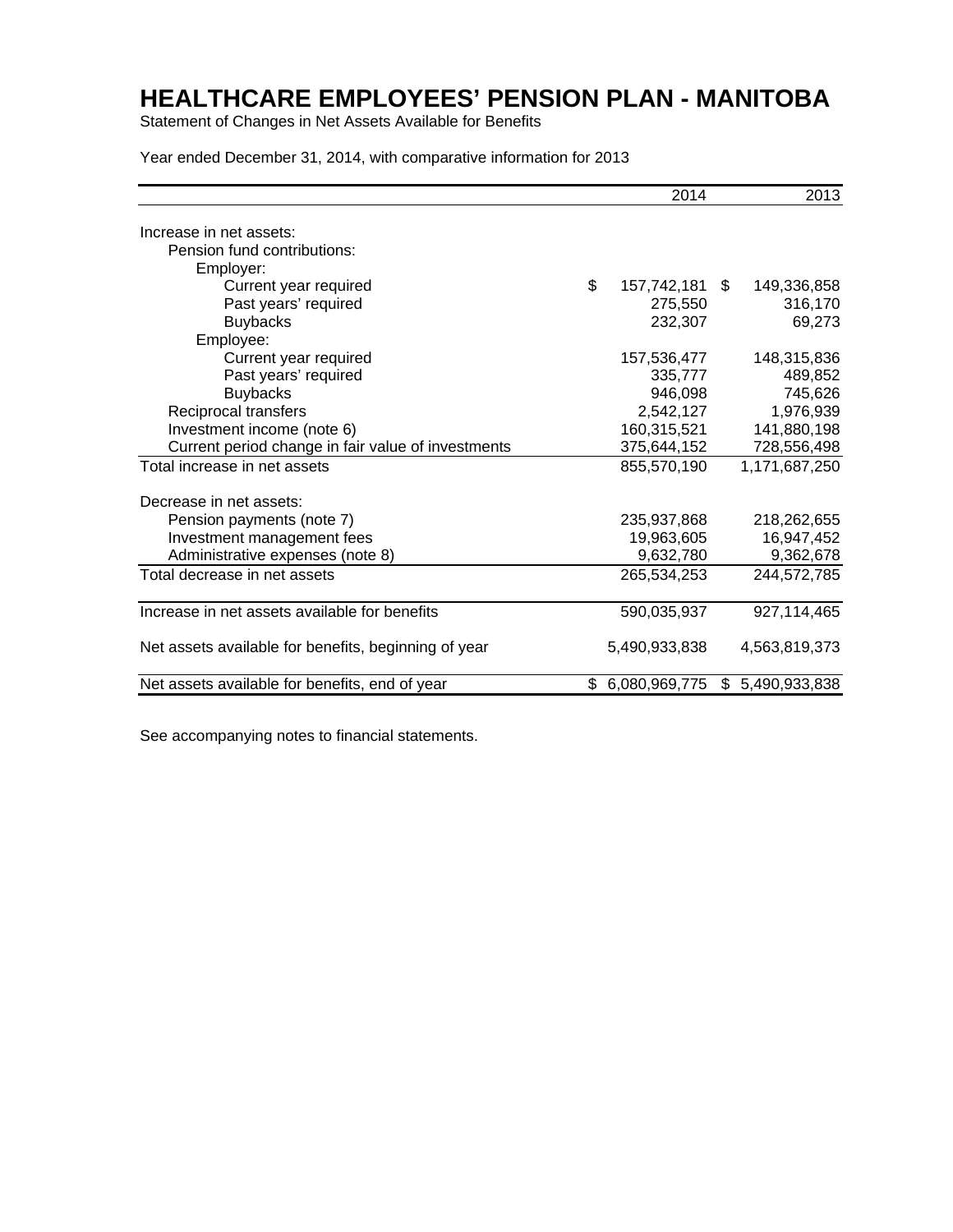# HEALTHCARE EMPLOYEES' PENSION PLAN - MANITOBA

Statement of Changes in Net Assets Available for Benefits

Year ended December 31, 2014, with comparative information for 2013

| | 2014 | 2013 |
|---|---|---|
| Increase in net assets: | | |
| Pension fund contributions: | | |
| Employer: | | |
| Current year required | $ 157,742,181 | $ 149,336,858 |
| Past years' required | 275,550 | 316,170 |
| Buybacks | 232,307 | 69,273 |
| Employee: | | |
| Current year required | 157,536,477 | 148,315,836 |
| Past years' required | 335,777 | 489,852 |
| Buybacks | 946,098 | 745,626 |
| Reciprocal transfers | 2,542,127 | 1,976,939 |
| Investment income (note 6) | 160,315,521 | 141,880,198 |
| Current period change in fair value of investments | 375,644,152 | 728,556,498 |
| Total increase in net assets | 855,570,190 | 1,171,687,250 |
| Decrease in net assets: | | |
| Pension payments (note 7) | 235,937,868 | 218,262,655 |
| Investment management fees | 19,963,605 | 16,947,452 |
| Administrative expenses (note 8) | 9,632,780 | 9,362,678 |
| Total decrease in net assets | 265,534,253 | 244,572,785 |
| Increase in net assets available for benefits | 590,035,937 | 927,114,465 |
| Net assets available for benefits, beginning of year | 5,490,933,838 | 4,563,819,373 |
| Net assets available for benefits, end of year | $ 6,080,969,775 | $ 5,490,933,838 |

See accompanying notes to financial statements.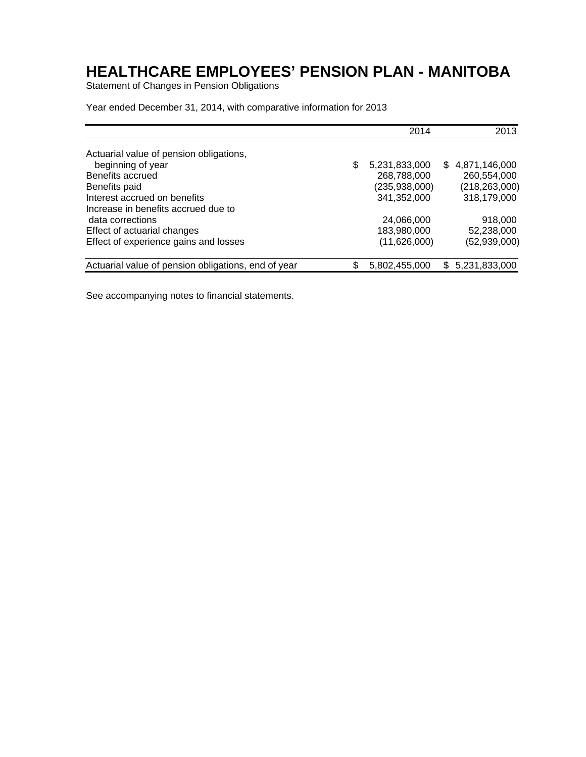# HEALTHCARE EMPLOYEES' PENSION PLAN - MANITOBA

Statement of Changes in Pension Obligations

Year ended December 31, 2014, with comparative information for 2013

| | 2014 | 2013 |
|---|---|---|
| Actuarial value of pension obligations, beginning of year | $ 5,231,833,000 | $ 4,871,146,000 |
| Benefits accrued | 268,788,000 | 260,554,000 |
| Benefits paid | (235,938,000) | (218,263,000) |
| Interest accrued on benefits | 341,352,000 | 318,179,000 |
| Increase in benefits accrued due to data corrections | 24,066,000 | 918,000 |
| Effect of actuarial changes | 183,980,000 | 52,238,000 |
| Effect of experience gains and losses | (11,626,000) | (52,939,000) |
| Actuarial value of pension obligations, end of year | $ 5,802,455,000 | $ 5,231,833,000 |

See accompanying notes to financial statements.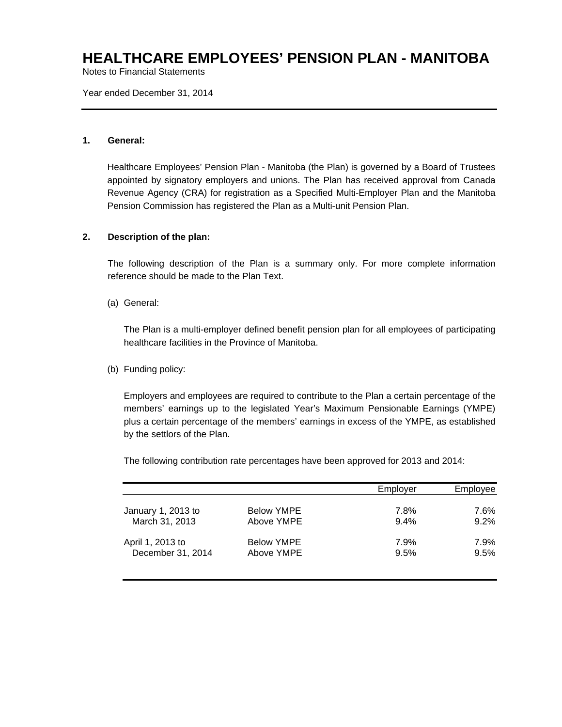# HEALTHCARE EMPLOYEES' PENSION PLAN - MANITOBA

Notes to Financial Statements

Year ended December 31, 2014

**1. General:**

Healthcare Employees' Pension Plan - Manitoba (the Plan) is governed by a Board of Trustees appointed by signatory employers and unions. The Plan has received approval from Canada Revenue Agency (CRA) for registration as a Specified Multi-Employer Plan and the Manitoba Pension Commission has registered the Plan as a Multi-unit Pension Plan.

**2. Description of the plan:**

The following description of the Plan is a summary only. For more complete information reference should be made to the Plan Text.

(a) General:

The Plan is a multi-employer defined benefit pension plan for all employees of participating healthcare facilities in the Province of Manitoba.

(b) Funding policy:

Employers and employees are required to contribute to the Plan a certain percentage of the members' earnings up to the legislated Year's Maximum Pensionable Earnings (YMPE) plus a certain percentage of the members' earnings in excess of the YMPE, as established by the settlors of the Plan.

The following contribution rate percentages have been approved for 2013 and 2014:

| | | Employer | Employee |
|---|---|---|---|
| January 1, 2013 to March 31, 2013 | Below YMPE | 7.8% | 7.6% |
| | Above YMPE | 9.4% | 9.2% |
| April 1, 2013 to December 31, 2014 | Below YMPE | 7.9% | 7.9% |
| | Above YMPE | 9.5% | 9.5% |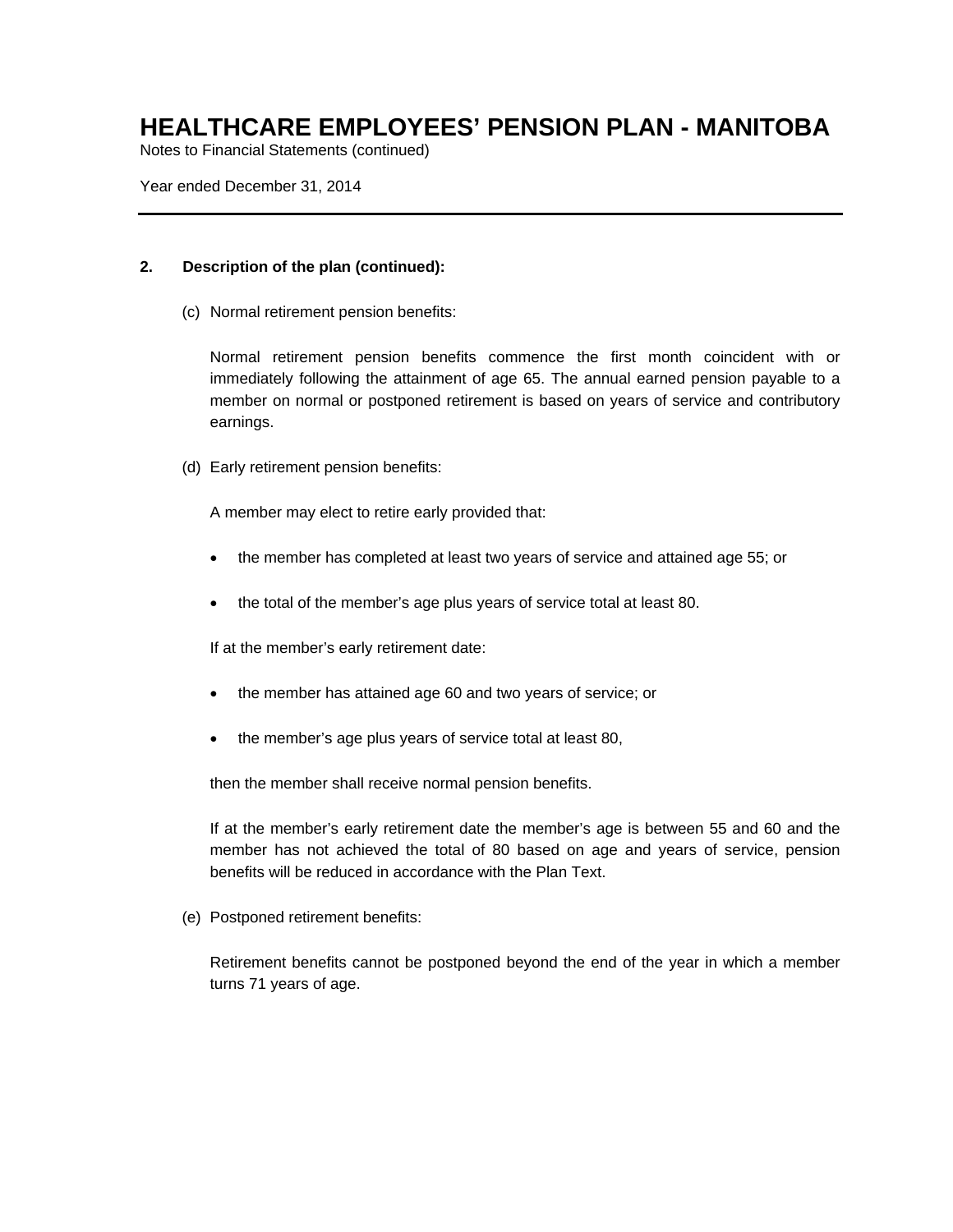## 2. Description of the plan (continued):

(c) Normal retirement pension benefits:

Normal retirement pension benefits commence the first month coincident with or immediately following the attainment of age 65. The annual earned pension payable to a member on normal or postponed retirement is based on years of service and contributory earnings.

(d) Early retirement pension benefits:

A member may elect to retire early provided that:

- the member has completed at least two years of service and attained age 55; or
- the total of the member's age plus years of service total at least 80.

If at the member's early retirement date:

- the member has attained age 60 and two years of service; or
- the member's age plus years of service total at least 80,

then the member shall receive normal pension benefits.

If at the member's early retirement date the member's age is between 55 and 60 and the member has not achieved the total of 80 based on age and years of service, pension benefits will be reduced in accordance with the Plan Text.

(e) Postponed retirement benefits:

Retirement benefits cannot be postponed beyond the end of the year in which a member turns 71 years of age.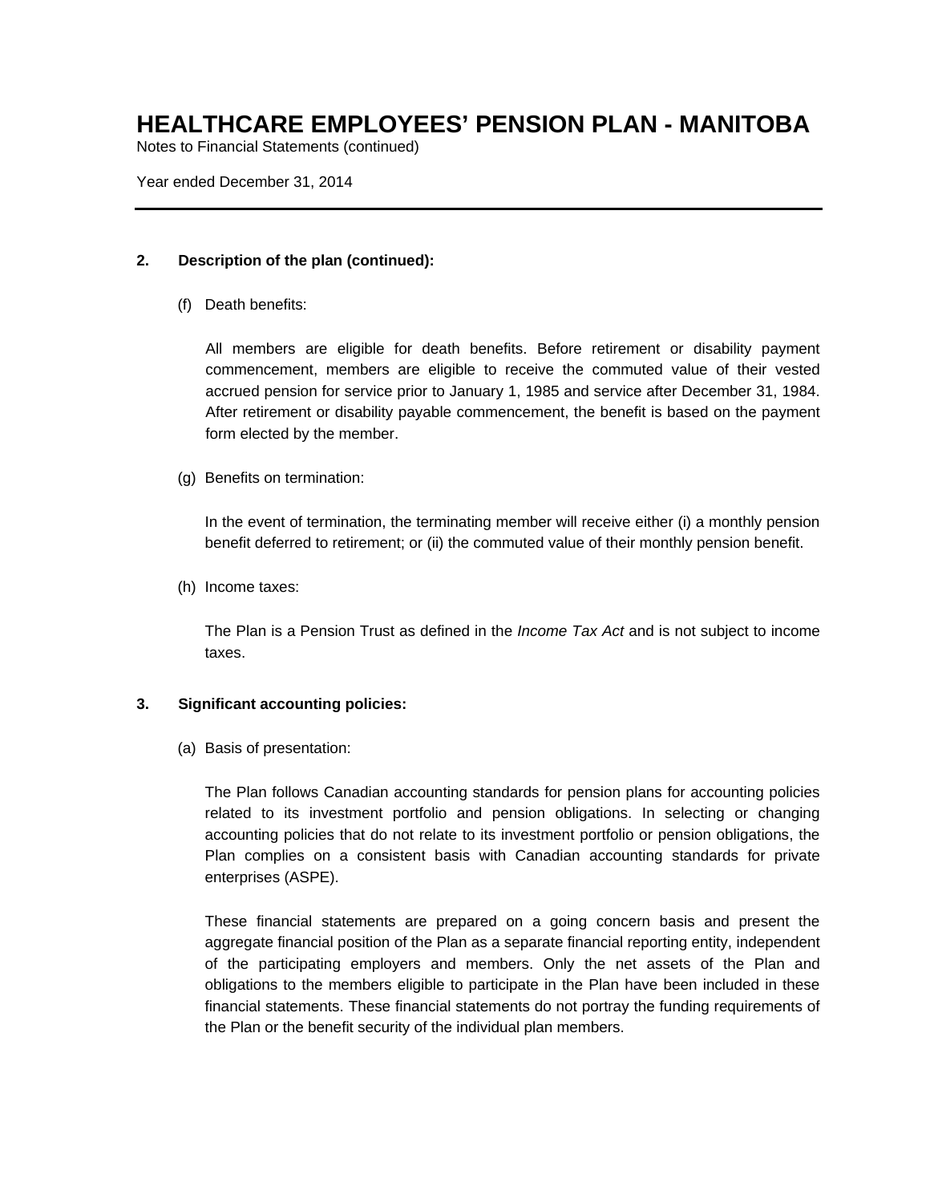## 2. Description of the plan (continued):

(f) Death benefits:

All members are eligible for death benefits. Before retirement or disability payment commencement, members are eligible to receive the commuted value of their vested accrued pension for service prior to January 1, 1985 and service after December 31, 1984. After retirement or disability payable commencement, the benefit is based on the payment form elected by the member.

(g) Benefits on termination:

In the event of termination, the terminating member will receive either (i) a monthly pension benefit deferred to retirement; or (ii) the commuted value of their monthly pension benefit.

(h) Income taxes:

The Plan is a Pension Trust as defined in the *Income Tax Act* and is not subject to income taxes.

## 3. Significant accounting policies:

(a) Basis of presentation:

The Plan follows Canadian accounting standards for pension plans for accounting policies related to its investment portfolio and pension obligations. In selecting or changing accounting policies that do not relate to its investment portfolio or pension obligations, the Plan complies on a consistent basis with Canadian accounting standards for private enterprises (ASPE).

These financial statements are prepared on a going concern basis and present the aggregate financial position of the Plan as a separate financial reporting entity, independent of the participating employers and members. Only the net assets of the Plan and obligations to the members eligible to participate in the Plan have been included in these financial statements. These financial statements do not portray the funding requirements of the Plan or the benefit security of the individual plan members.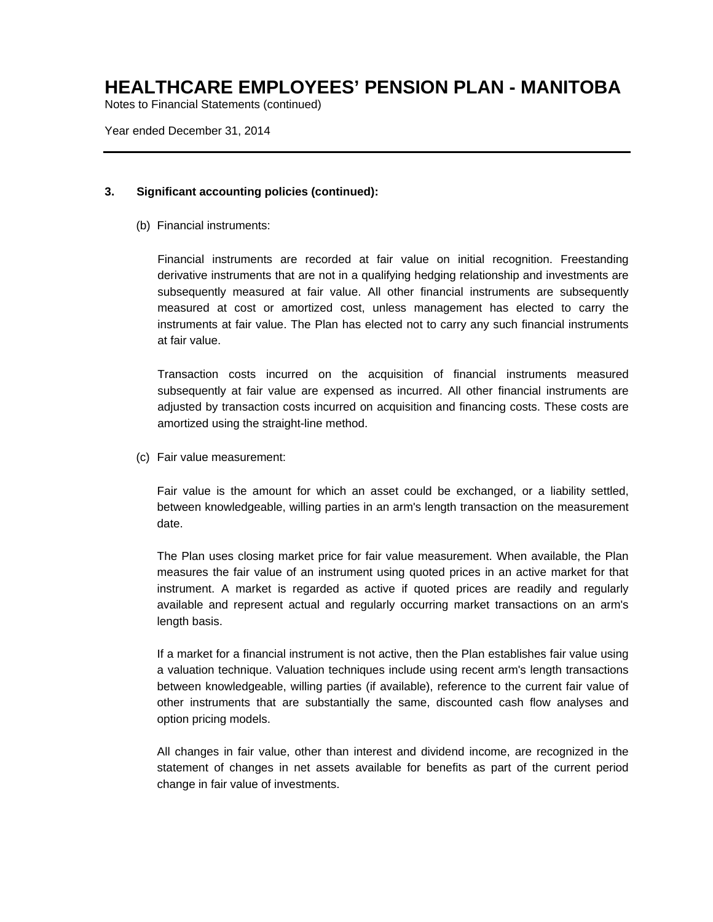### 3. Significant accounting policies (continued):

(b) Financial instruments:

Financial instruments are recorded at fair value on initial recognition. Freestanding derivative instruments that are not in a qualifying hedging relationship and investments are subsequently measured at fair value. All other financial instruments are subsequently measured at cost or amortized cost, unless management has elected to carry the instruments at fair value. The Plan has elected not to carry any such financial instruments at fair value.

Transaction costs incurred on the acquisition of financial instruments measured subsequently at fair value are expensed as incurred. All other financial instruments are adjusted by transaction costs incurred on acquisition and financing costs. These costs are amortized using the straight-line method.

(c) Fair value measurement:

Fair value is the amount for which an asset could be exchanged, or a liability settled, between knowledgeable, willing parties in an arm's length transaction on the measurement date.

The Plan uses closing market price for fair value measurement. When available, the Plan measures the fair value of an instrument using quoted prices in an active market for that instrument. A market is regarded as active if quoted prices are readily and regularly available and represent actual and regularly occurring market transactions on an arm's length basis.

If a market for a financial instrument is not active, then the Plan establishes fair value using a valuation technique. Valuation techniques include using recent arm's length transactions between knowledgeable, willing parties (if available), reference to the current fair value of other instruments that are substantially the same, discounted cash flow analyses and option pricing models.

All changes in fair value, other than interest and dividend income, are recognized in the statement of changes in net assets available for benefits as part of the current period change in fair value of investments.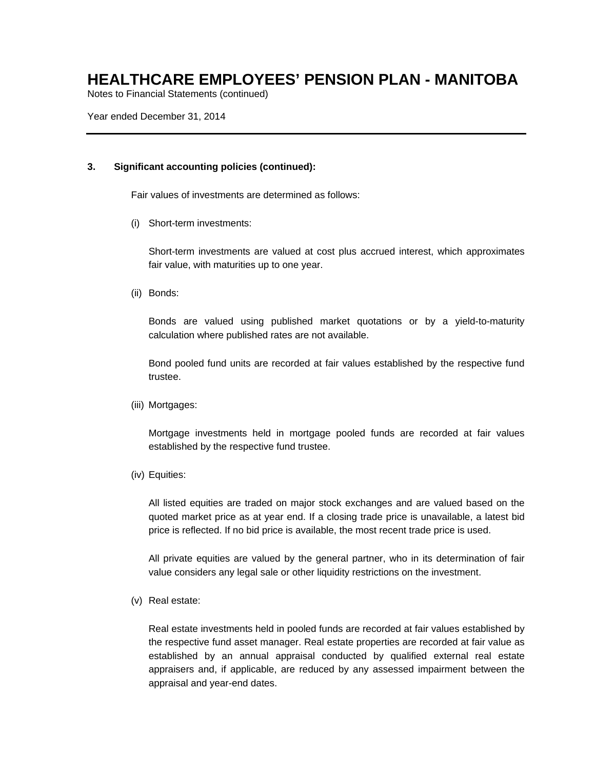### 3. Significant accounting policies (continued):

Fair values of investments are determined as follows:

(i) Short-term investments:

Short-term investments are valued at cost plus accrued interest, which approximates fair value, with maturities up to one year.

(ii) Bonds:

Bonds are valued using published market quotations or by a yield-to-maturity calculation where published rates are not available.

Bond pooled fund units are recorded at fair values established by the respective fund trustee.

(iii) Mortgages:

Mortgage investments held in mortgage pooled funds are recorded at fair values established by the respective fund trustee.

(iv) Equities:

All listed equities are traded on major stock exchanges and are valued based on the quoted market price as at year end. If a closing trade price is unavailable, a latest bid price is reflected. If no bid price is available, the most recent trade price is used.

All private equities are valued by the general partner, who in its determination of fair value considers any legal sale or other liquidity restrictions on the investment.

(v) Real estate:

Real estate investments held in pooled funds are recorded at fair values established by the respective fund asset manager. Real estate properties are recorded at fair value as established by an annual appraisal conducted by qualified external real estate appraisers and, if applicable, are reduced by any assessed impairment between the appraisal and year-end dates.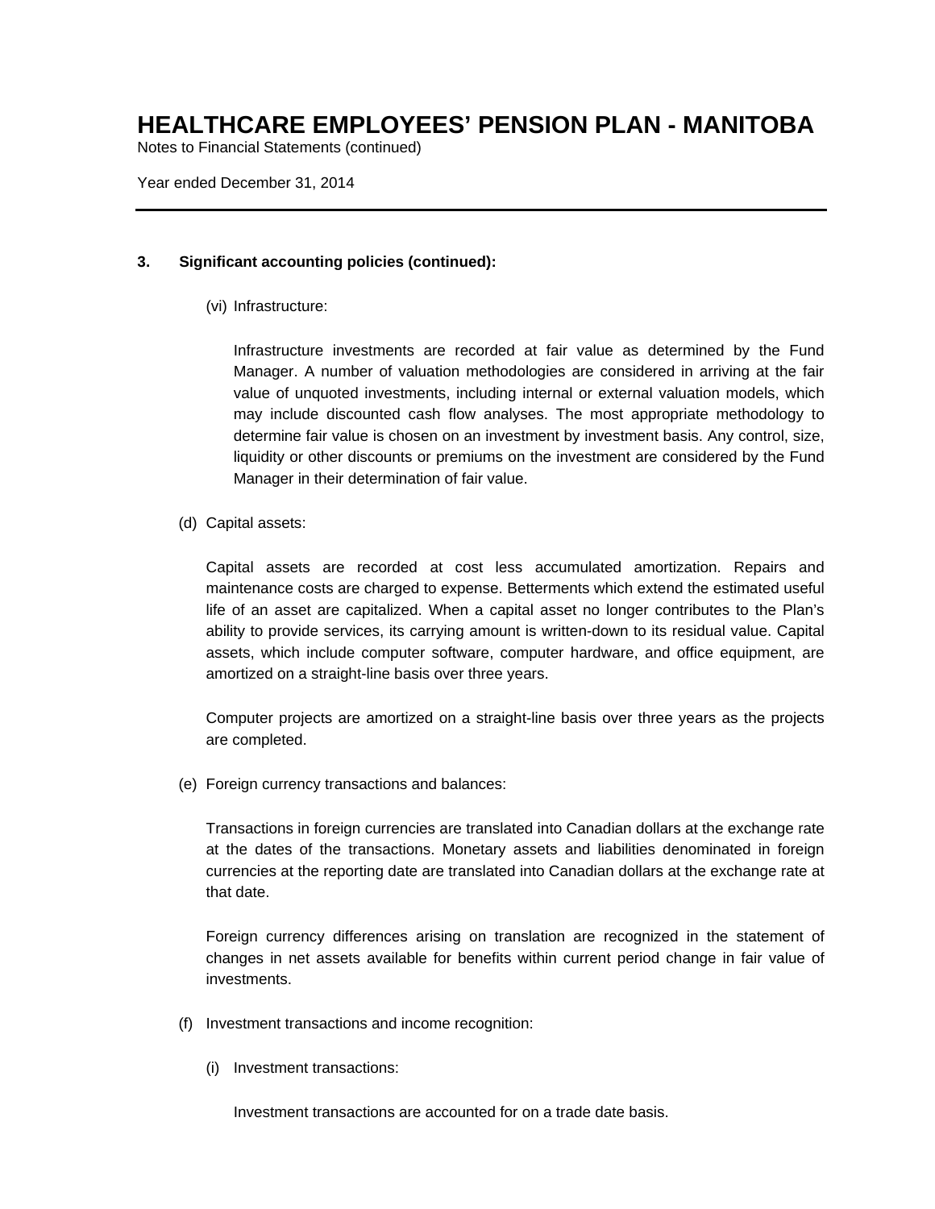### 3. Significant accounting policies (continued):

(vi) Infrastructure:

Infrastructure investments are recorded at fair value as determined by the Fund Manager. A number of valuation methodologies are considered in arriving at the fair value of unquoted investments, including internal or external valuation models, which may include discounted cash flow analyses. The most appropriate methodology to determine fair value is chosen on an investment by investment basis. Any control, size, liquidity or other discounts or premiums on the investment are considered by the Fund Manager in their determination of fair value.

(d) Capital assets:

Capital assets are recorded at cost less accumulated amortization. Repairs and maintenance costs are charged to expense. Betterments which extend the estimated useful life of an asset are capitalized. When a capital asset no longer contributes to the Plan's ability to provide services, its carrying amount is written-down to its residual value. Capital assets, which include computer software, computer hardware, and office equipment, are amortized on a straight-line basis over three years.

Computer projects are amortized on a straight-line basis over three years as the projects are completed.

(e) Foreign currency transactions and balances:

Transactions in foreign currencies are translated into Canadian dollars at the exchange rate at the dates of the transactions. Monetary assets and liabilities denominated in foreign currencies at the reporting date are translated into Canadian dollars at the exchange rate at that date.

Foreign currency differences arising on translation are recognized in the statement of changes in net assets available for benefits within current period change in fair value of investments.

(f) Investment transactions and income recognition:

(i) Investment transactions:

Investment transactions are accounted for on a trade date basis.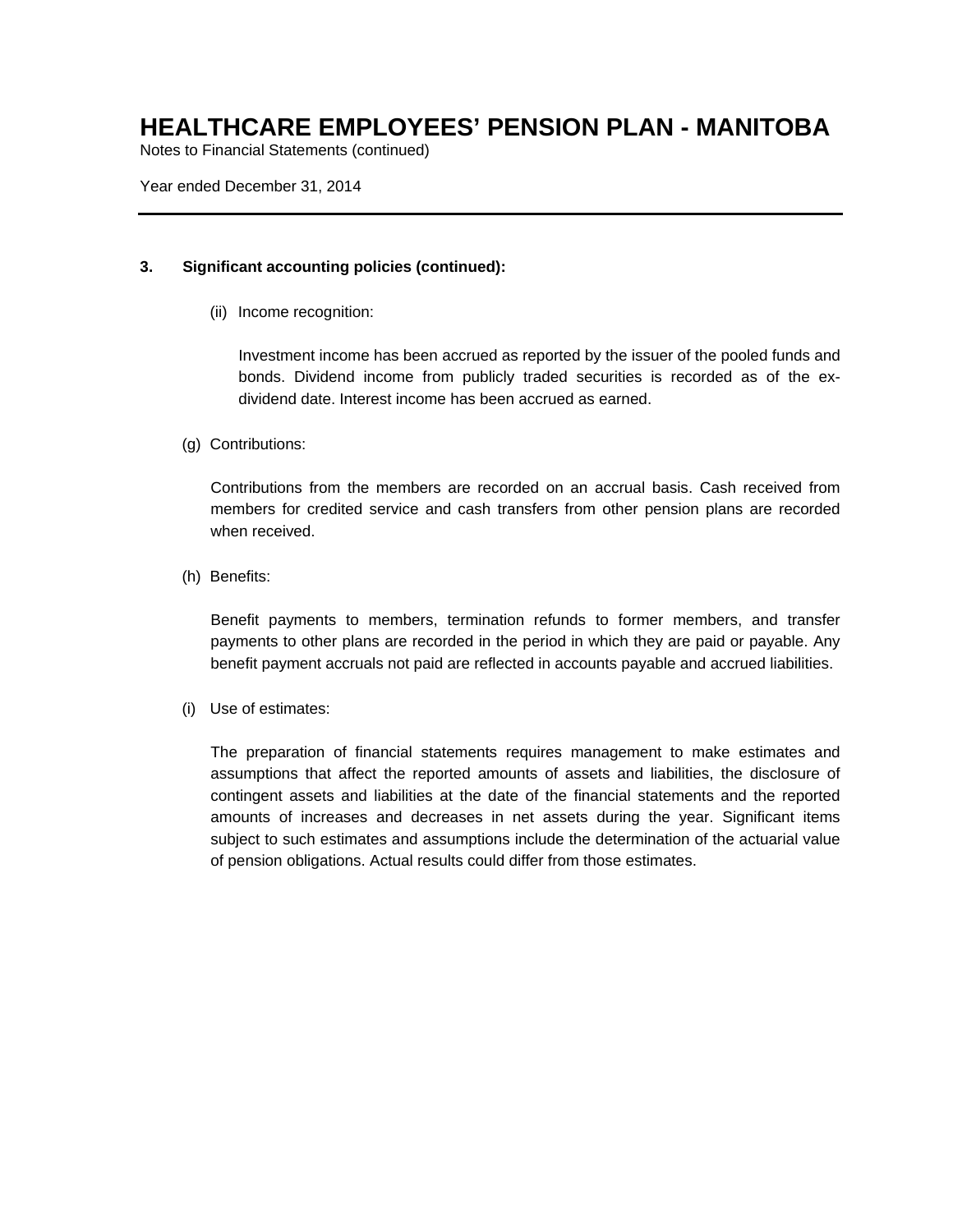### 3. Significant accounting policies (continued):

(ii) Income recognition:

Investment income has been accrued as reported by the issuer of the pooled funds and bonds. Dividend income from publicly traded securities is recorded as of the ex-dividend date. Interest income has been accrued as earned.

(g) Contributions:

Contributions from the members are recorded on an accrual basis. Cash received from members for credited service and cash transfers from other pension plans are recorded when received.

(h) Benefits:

Benefit payments to members, termination refunds to former members, and transfer payments to other plans are recorded in the period in which they are paid or payable. Any benefit payment accruals not paid are reflected in accounts payable and accrued liabilities.

(i) Use of estimates:

The preparation of financial statements requires management to make estimates and assumptions that affect the reported amounts of assets and liabilities, the disclosure of contingent assets and liabilities at the date of the financial statements and the reported amounts of increases and decreases in net assets during the year. Significant items subject to such estimates and assumptions include the determination of the actuarial value of pension obligations. Actual results could differ from those estimates.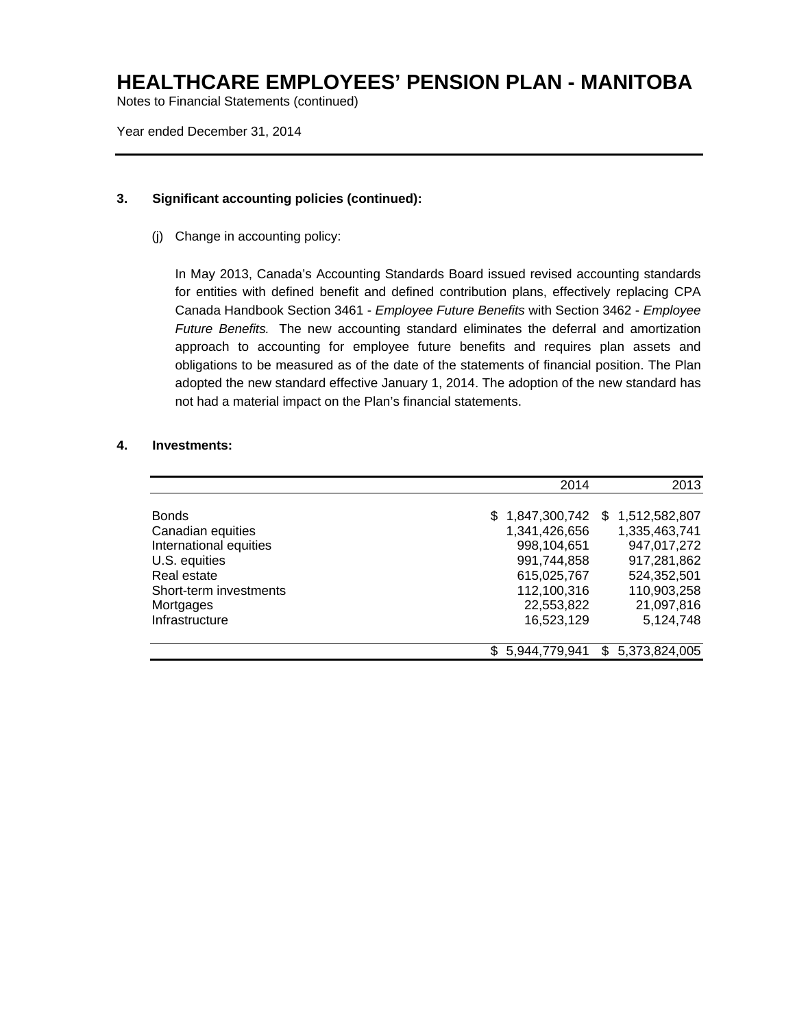# HEALTHCARE EMPLOYEES' PENSION PLAN - MANITOBA

Notes to Financial Statements (continued)

Year ended December 31, 2014

## 3. Significant accounting policies (continued):

(j) Change in accounting policy:

In May 2013, Canada's Accounting Standards Board issued revised accounting standards for entities with defined benefit and defined contribution plans, effectively replacing CPA Canada Handbook Section 3461 - *Employee Future Benefits* with Section 3462 - *Employee Future Benefits.* The new accounting standard eliminates the deferral and amortization approach to accounting for employee future benefits and requires plan assets and obligations to be measured as of the date of the statements of financial position. The Plan adopted the new standard effective January 1, 2014. The adoption of the new standard has not had a material impact on the Plan's financial statements.

## 4. Investments:

| | 2014 | 2013 |
|---|---|---|
| Bonds | $ 1,847,300,742 | $ 1,512,582,807 |
| Canadian equities | 1,341,426,656 | 1,335,463,741 |
| International equities | 998,104,651 | 947,017,272 |
| U.S. equities | 991,744,858 | 917,281,862 |
| Real estate | 615,025,767 | 524,352,501 |
| Short-term investments | 112,100,316 | 110,903,258 |
| Mortgages | 22,553,822 | 21,097,816 |
| Infrastructure | 16,523,129 | 5,124,748 |
| | $ 5,944,779,941 | $ 5,373,824,005 |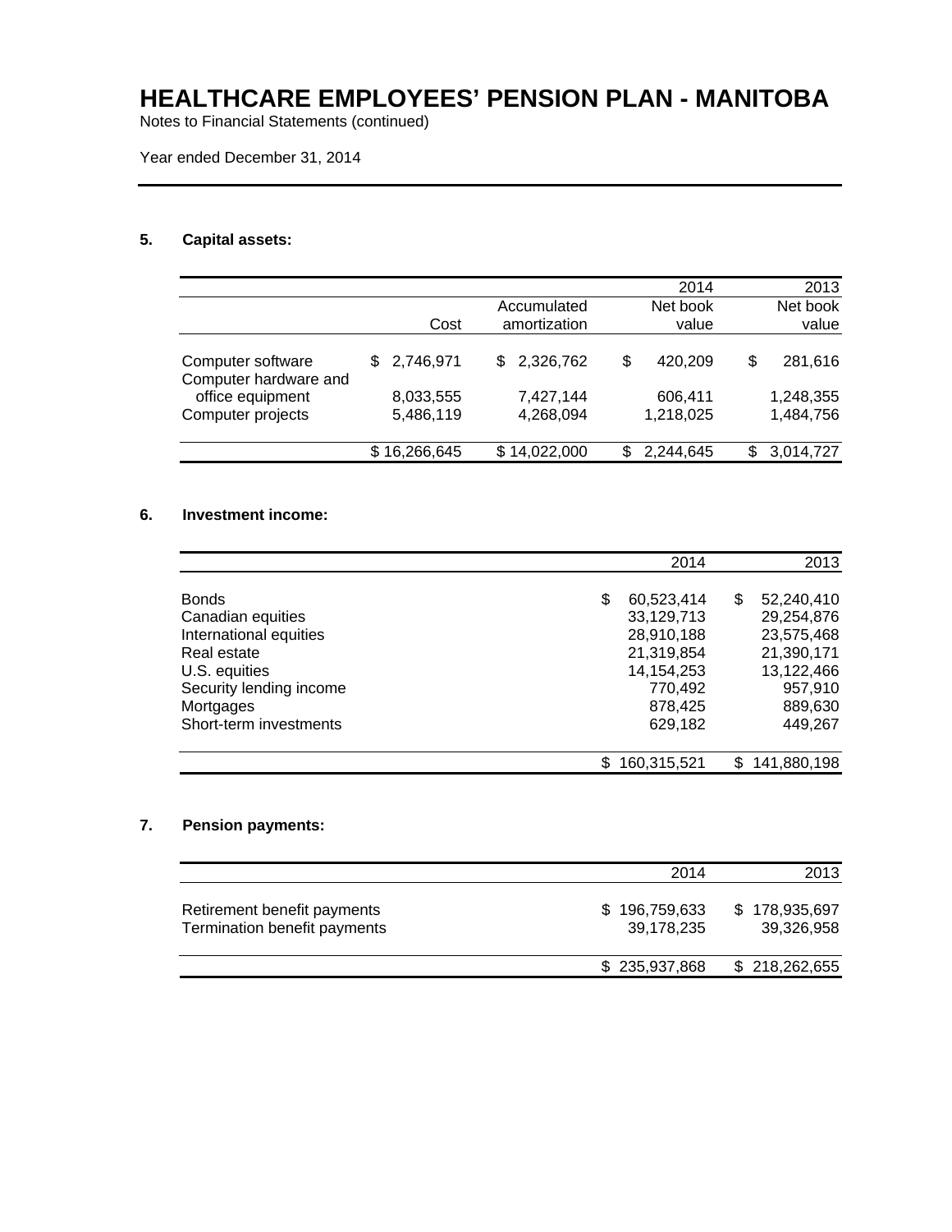# HEALTHCARE EMPLOYEES' PENSION PLAN - MANITOBA

Notes to Financial Statements (continued)

Year ended December 31, 2014

## 5. Capital assets:

| | Cost | Accumulated amortization | 2014 Net book value | 2013 Net book value |
|---|---|---|---|---|
| Computer software | $ 2,746,971 | $ 2,326,762 | $ 420,209 | $ 281,616 |
| Computer hardware and office equipment | 8,033,555 | 7,427,144 | 606,411 | 1,248,355 |
| Computer projects | 5,486,119 | 4,268,094 | 1,218,025 | 1,484,756 |
| | $ 16,266,645 | $ 14,022,000 | $ 2,244,645 | $ 3,014,727 |

## 6. Investment income:

| | 2014 | 2013 |
|---|---|---|
| Bonds | $ 60,523,414 | $ 52,240,410 |
| Canadian equities | 33,129,713 | 29,254,876 |
| International equities | 28,910,188 | 23,575,468 |
| Real estate | 21,319,854 | 21,390,171 |
| U.S. equities | 14,154,253 | 13,122,466 |
| Security lending income | 770,492 | 957,910 |
| Mortgages | 878,425 | 889,630 |
| Short-term investments | 629,182 | 449,267 |
| | $ 160,315,521 | $ 141,880,198 |

## 7. Pension payments:

| | 2014 | 2013 |
|---|---|---|
| Retirement benefit payments | $ 196,759,633 | $ 178,935,697 |
| Termination benefit payments | 39,178,235 | 39,326,958 |
| | $ 235,937,868 | $ 218,262,655 |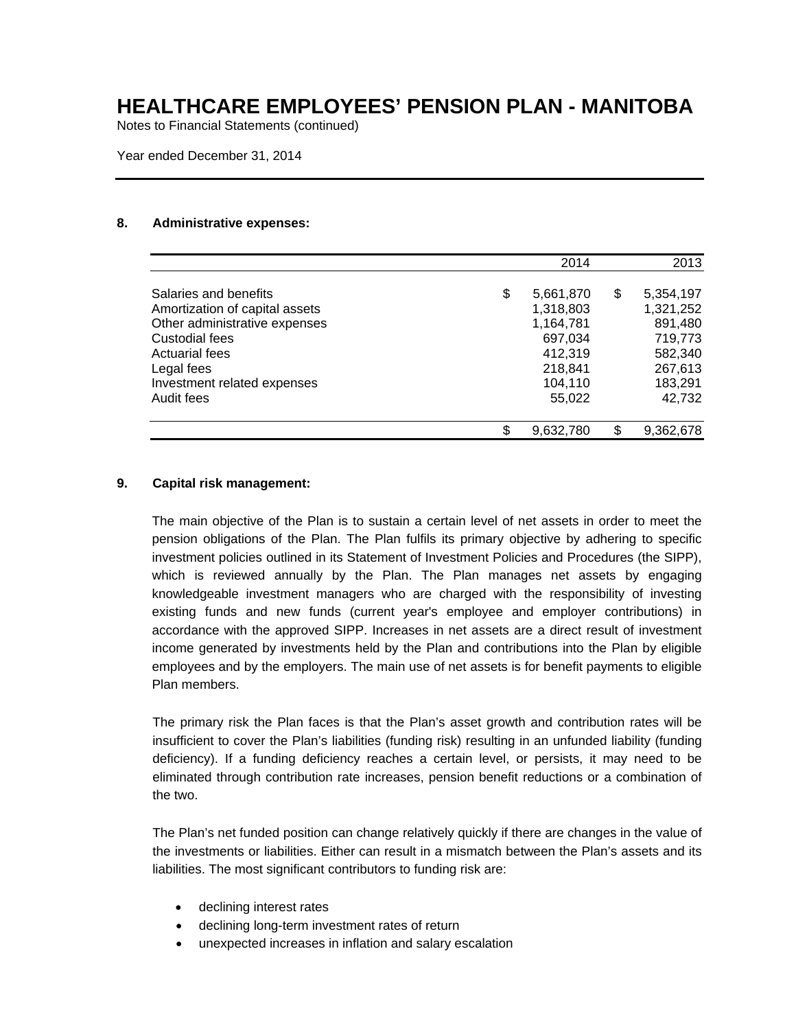# HEALTHCARE EMPLOYEES' PENSION PLAN - MANITOBA

Notes to Financial Statements (continued)

Year ended December 31, 2014

## 8. Administrative expenses:

| | 2014 | 2013 |
|---|---:|---:|
| Salaries and benefits | $ 5,661,870 | $ 5,354,197 |
| Amortization of capital assets | 1,318,803 | 1,321,252 |
| Other administrative expenses | 1,164,781 | 891,480 |
| Custodial fees | 697,034 | 719,773 |
| Actuarial fees | 412,319 | 582,340 |
| Legal fees | 218,841 | 267,613 |
| Investment related expenses | 104,110 | 183,291 |
| Audit fees | 55,022 | 42,732 |
| | $ 9,632,780 | $ 9,362,678 |

## 9. Capital risk management:

The main objective of the Plan is to sustain a certain level of net assets in order to meet the pension obligations of the Plan. The Plan fulfils its primary objective by adhering to specific investment policies outlined in its Statement of Investment Policies and Procedures (the SIPP), which is reviewed annually by the Plan. The Plan manages net assets by engaging knowledgeable investment managers who are charged with the responsibility of investing existing funds and new funds (current year's employee and employer contributions) in accordance with the approved SIPP. Increases in net assets are a direct result of investment income generated by investments held by the Plan and contributions into the Plan by eligible employees and by the employers. The main use of net assets is for benefit payments to eligible Plan members.

The primary risk the Plan faces is that the Plan's asset growth and contribution rates will be insufficient to cover the Plan's liabilities (funding risk) resulting in an unfunded liability (funding deficiency). If a funding deficiency reaches a certain level, or persists, it may need to be eliminated through contribution rate increases, pension benefit reductions or a combination of the two.

The Plan's net funded position can change relatively quickly if there are changes in the value of the investments or liabilities. Either can result in a mismatch between the Plan's assets and its liabilities. The most significant contributors to funding risk are:

- declining interest rates
- declining long-term investment rates of return
- unexpected increases in inflation and salary escalation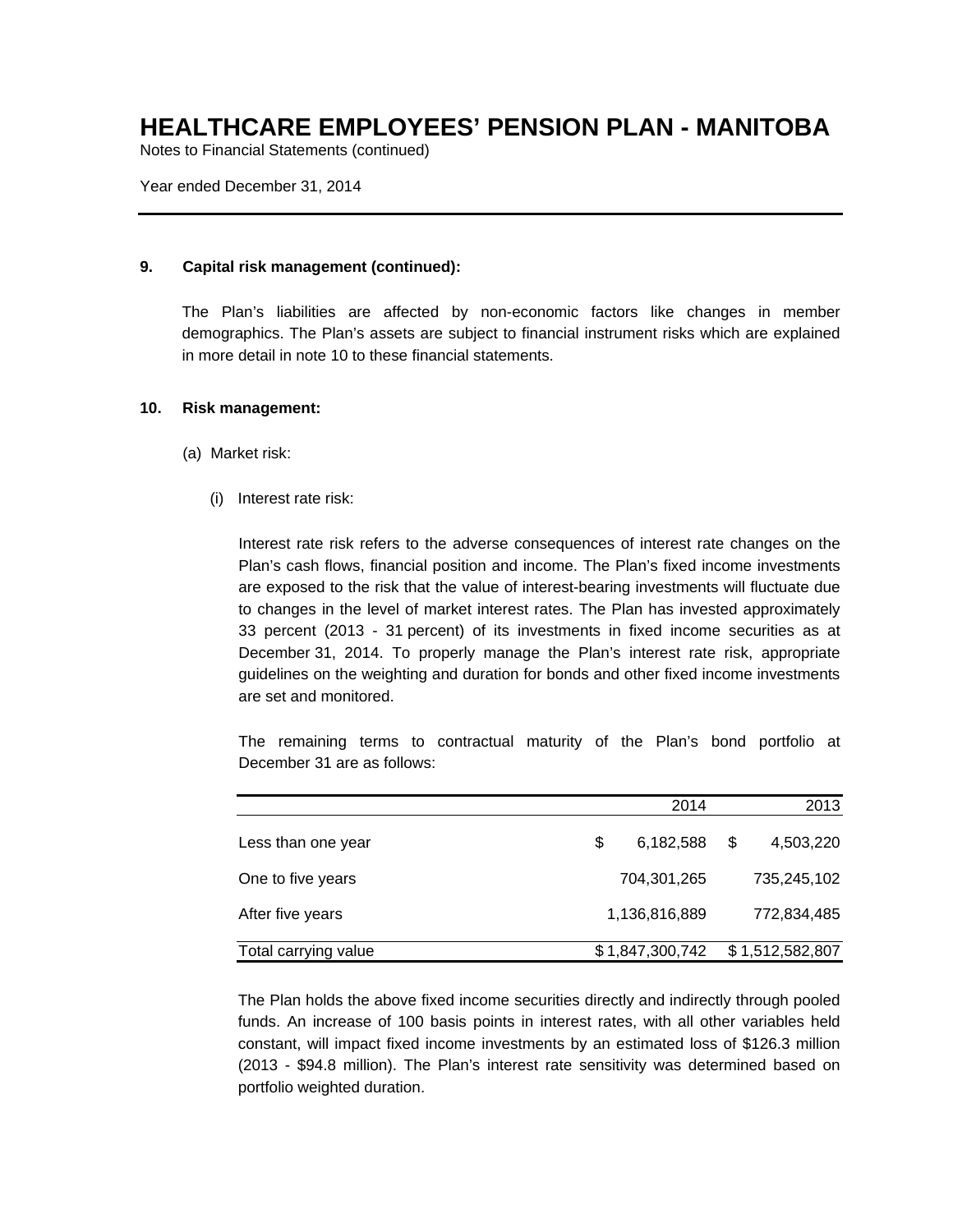# HEALTHCARE EMPLOYEES' PENSION PLAN - MANITOBA

Notes to Financial Statements (continued)

Year ended December 31, 2014

**9. Capital risk management (continued):**

The Plan's liabilities are affected by non-economic factors like changes in member demographics. The Plan's assets are subject to financial instrument risks which are explained in more detail in note 10 to these financial statements.

**10. Risk management:**

(a) Market risk:

(i) Interest rate risk:

Interest rate risk refers to the adverse consequences of interest rate changes on the Plan's cash flows, financial position and income. The Plan's fixed income investments are exposed to the risk that the value of interest-bearing investments will fluctuate due to changes in the level of market interest rates. The Plan has invested approximately 33 percent (2013 - 31 percent) of its investments in fixed income securities as at December 31, 2014. To properly manage the Plan's interest rate risk, appropriate guidelines on the weighting and duration for bonds and other fixed income investments are set and monitored.

The remaining terms to contractual maturity of the Plan's bond portfolio at December 31 are as follows:

| | 2014 | 2013 |
|---|---|---|
| Less than one year | $ 6,182,588 | $ 4,503,220 |
| One to five years | 704,301,265 | 735,245,102 |
| After five years | 1,136,816,889 | 772,834,485 |
| Total carrying value | $ 1,847,300,742 | $ 1,512,582,807 |

The Plan holds the above fixed income securities directly and indirectly through pooled funds. An increase of 100 basis points in interest rates, with all other variables held constant, will impact fixed income investments by an estimated loss of $126.3 million (2013 - $94.8 million). The Plan's interest rate sensitivity was determined based on portfolio weighted duration.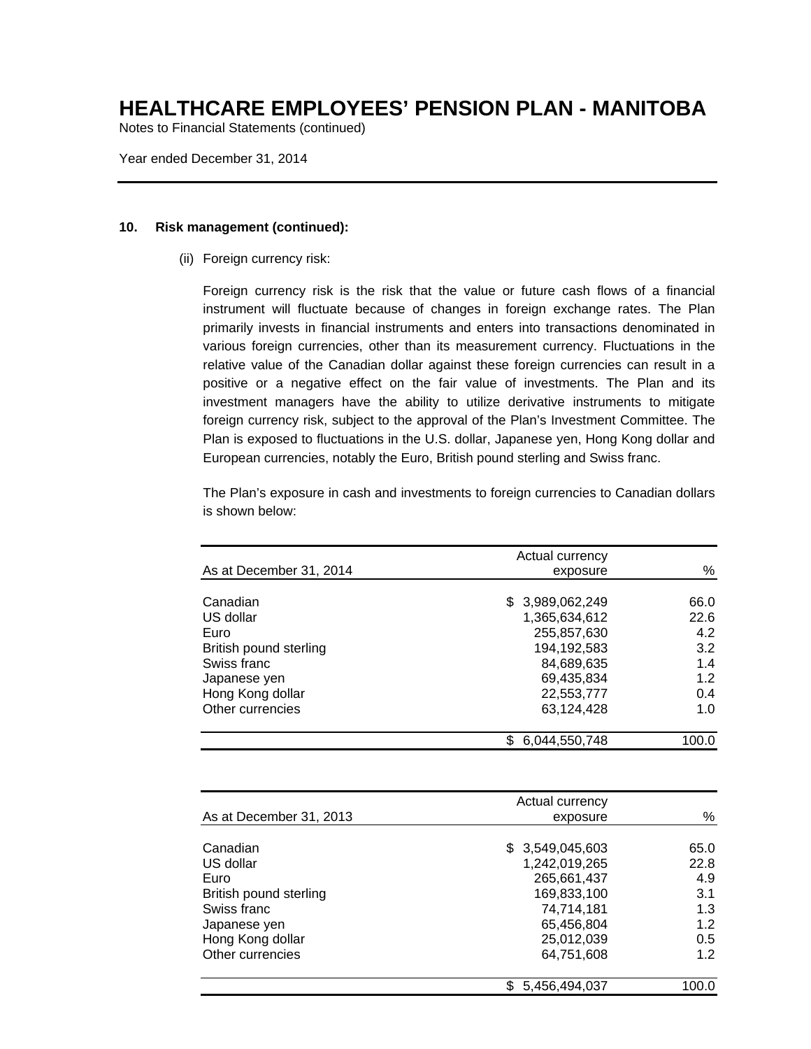# HEALTHCARE EMPLOYEES' PENSION PLAN - MANITOBA

Notes to Financial Statements (continued)

Year ended December 31, 2014

**10. Risk management (continued):**

(ii) Foreign currency risk:

Foreign currency risk is the risk that the value or future cash flows of a financial instrument will fluctuate because of changes in foreign exchange rates. The Plan primarily invests in financial instruments and enters into transactions denominated in various foreign currencies, other than its measurement currency. Fluctuations in the relative value of the Canadian dollar against these foreign currencies can result in a positive or a negative effect on the fair value of investments. The Plan and its investment managers have the ability to utilize derivative instruments to mitigate foreign currency risk, subject to the approval of the Plan's Investment Committee. The Plan is exposed to fluctuations in the U.S. dollar, Japanese yen, Hong Kong dollar and European currencies, notably the Euro, British pound sterling and Swiss franc.

The Plan's exposure in cash and investments to foreign currencies to Canadian dollars is shown below:

| As at December 31, 2014 | Actual currency exposure | % |
|---|---|---|
| Canadian | $ 3,989,062,249 | 66.0 |
| US dollar | 1,365,634,612 | 22.6 |
| Euro | 255,857,630 | 4.2 |
| British pound sterling | 194,192,583 | 3.2 |
| Swiss franc | 84,689,635 | 1.4 |
| Japanese yen | 69,435,834 | 1.2 |
| Hong Kong dollar | 22,553,777 | 0.4 |
| Other currencies | 63,124,428 | 1.0 |
| | $ 6,044,550,748 | 100.0 |

| As at December 31, 2013 | Actual currency exposure | % |
|---|---|---|
| Canadian | $ 3,549,045,603 | 65.0 |
| US dollar | 1,242,019,265 | 22.8 |
| Euro | 265,661,437 | 4.9 |
| British pound sterling | 169,833,100 | 3.1 |
| Swiss franc | 74,714,181 | 1.3 |
| Japanese yen | 65,456,804 | 1.2 |
| Hong Kong dollar | 25,012,039 | 0.5 |
| Other currencies | 64,751,608 | 1.2 |
| | $ 5,456,494,037 | 100.0 |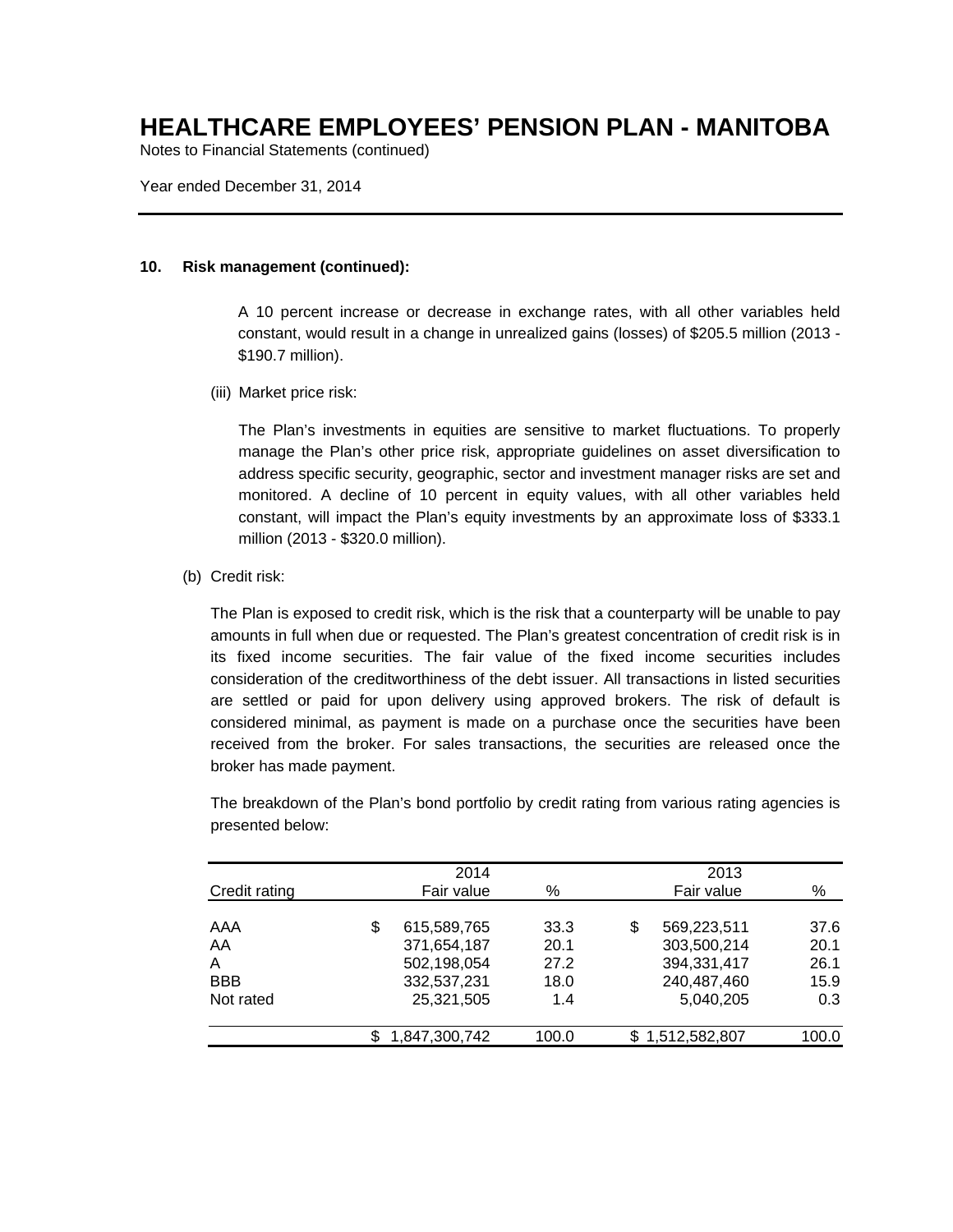## 10. Risk management (continued):

A 10 percent increase or decrease in exchange rates, with all other variables held constant, would result in a change in unrealized gains (losses) of $205.5 million (2013 - $190.7 million).

(iii) Market price risk:

The Plan's investments in equities are sensitive to market fluctuations. To properly manage the Plan's other price risk, appropriate guidelines on asset diversification to address specific security, geographic, sector and investment manager risks are set and monitored. A decline of 10 percent in equity values, with all other variables held constant, will impact the Plan's equity investments by an approximate loss of $333.1 million (2013 - $320.0 million).

(b) Credit risk:

The Plan is exposed to credit risk, which is the risk that a counterparty will be unable to pay amounts in full when due or requested. The Plan's greatest concentration of credit risk is in its fixed income securities. The fair value of the fixed income securities includes consideration of the creditworthiness of the debt issuer. All transactions in listed securities are settled or paid for upon delivery using approved brokers. The risk of default is considered minimal, as payment is made on a purchase once the securities have been received from the broker. For sales transactions, the securities are released once the broker has made payment.

The breakdown of the Plan's bond portfolio by credit rating from various rating agencies is presented below:

| Credit rating | 2014 Fair value | % | 2013 Fair value | % |
|---|---|---|---|---|
| AAA | $ 615,589,765 | 33.3 | $ 569,223,511 | 37.6 |
| AA | 371,654,187 | 20.1 | 303,500,214 | 20.1 |
| A | 502,198,054 | 27.2 | 394,331,417 | 26.1 |
| BBB | 332,537,231 | 18.0 | 240,487,460 | 15.9 |
| Not rated | 25,321,505 | 1.4 | 5,040,205 | 0.3 |
| | $ 1,847,300,742 | 100.0 | $ 1,512,582,807 | 100.0 |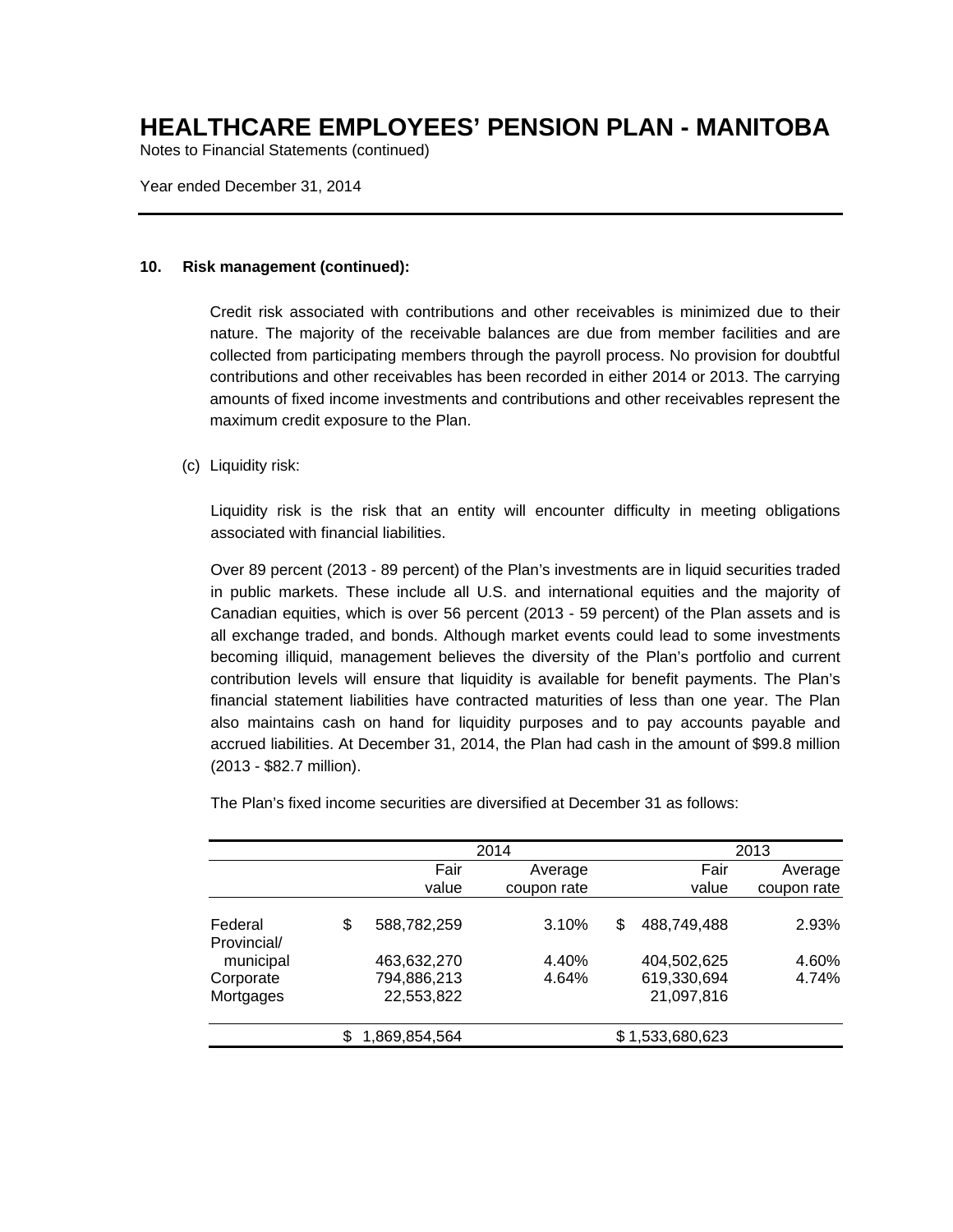## 10. Risk management (continued):

Credit risk associated with contributions and other receivables is minimized due to their nature. The majority of the receivable balances are due from member facilities and are collected from participating members through the payroll process. No provision for doubtful contributions and other receivables has been recorded in either 2014 or 2013. The carrying amounts of fixed income investments and contributions and other receivables represent the maximum credit exposure to the Plan.

(c) Liquidity risk:

Liquidity risk is the risk that an entity will encounter difficulty in meeting obligations associated with financial liabilities.

Over 89 percent (2013 - 89 percent) of the Plan's investments are in liquid securities traded in public markets. These include all U.S. and international equities and the majority of Canadian equities, which is over 56 percent (2013 - 59 percent) of the Plan assets and is all exchange traded, and bonds. Although market events could lead to some investments becoming illiquid, management believes the diversity of the Plan's portfolio and current contribution levels will ensure that liquidity is available for benefit payments. The Plan's financial statement liabilities have contracted maturities of less than one year. The Plan also maintains cash on hand for liquidity purposes and to pay accounts payable and accrued liabilities. At December 31, 2014, the Plan had cash in the amount of $99.8 million (2013 - $82.7 million).

The Plan's fixed income securities are diversified at December 31 as follows:

| | 2014 | | 2013 | |
|---|---|---|---|---|
| | Fair value | Average coupon rate | Fair value | Average coupon rate |
| Federal | $ 588,782,259 | 3.10% | $ 488,749,488 | 2.93% |
| Provincial/ municipal | 463,632,270 | 4.40% | 404,502,625 | 4.60% |
| Corporate | 794,886,213 | 4.64% | 619,330,694 | 4.74% |
| Mortgages | 22,553,822 | | 21,097,816 | |
| | $ 1,869,854,564 | | $ 1,533,680,623 | |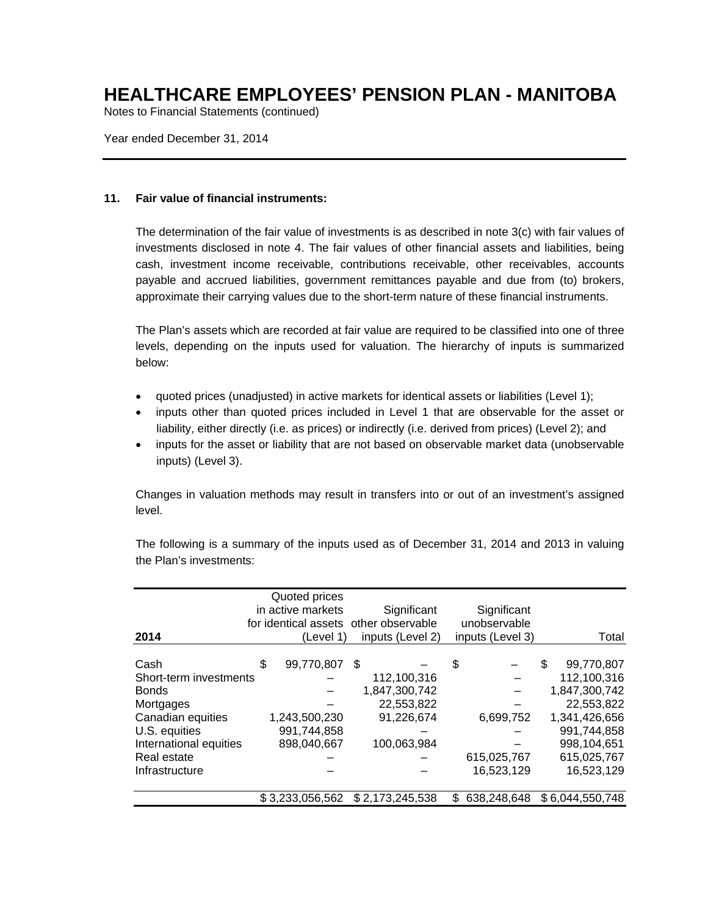# HEALTHCARE EMPLOYEES' PENSION PLAN - MANITOBA

Notes to Financial Statements (continued)

Year ended December 31, 2014

## 11. Fair value of financial instruments:

The determination of the fair value of investments is as described in note 3(c) with fair values of investments disclosed in note 4. The fair values of other financial assets and liabilities, being cash, investment income receivable, contributions receivable, other receivables, accounts payable and accrued liabilities, government remittances payable and due from (to) brokers, approximate their carrying values due to the short-term nature of these financial instruments.

The Plan's assets which are recorded at fair value are required to be classified into one of three levels, depending on the inputs used for valuation. The hierarchy of inputs is summarized below:

- quoted prices (unadjusted) in active markets for identical assets or liabilities (Level 1);
- inputs other than quoted prices included in Level 1 that are observable for the asset or liability, either directly (i.e. as prices) or indirectly (i.e. derived from prices) (Level 2); and
- inputs for the asset or liability that are not based on observable market data (unobservable inputs) (Level 3).

Changes in valuation methods may result in transfers into or out of an investment's assigned level.

The following is a summary of the inputs used as of December 31, 2014 and 2013 in valuing the Plan's investments:

| 2014 | Quoted prices in active markets for identical assets (Level 1) | Significant other observable inputs (Level 2) | Significant unobservable inputs (Level 3) | Total |
|---|---|---|---|---|
| Cash | $ 99,770,807 | $ – | $ – | $ 99,770,807 |
| Short-term investments | – | 112,100,316 | – | 112,100,316 |
| Bonds | – | 1,847,300,742 | – | 1,847,300,742 |
| Mortgages | – | 22,553,822 | – | 22,553,822 |
| Canadian equities | 1,243,500,230 | 91,226,674 | 6,699,752 | 1,341,426,656 |
| U.S. equities | 991,744,858 | – | – | 991,744,858 |
| International equities | 898,040,667 | 100,063,984 | – | 998,104,651 |
| Real estate | – | – | 615,025,767 | 615,025,767 |
| Infrastructure | – | – | 16,523,129 | 16,523,129 |
| | $ 3,233,056,562 | $ 2,173,245,538 | $ 638,248,648 | $ 6,044,550,748 |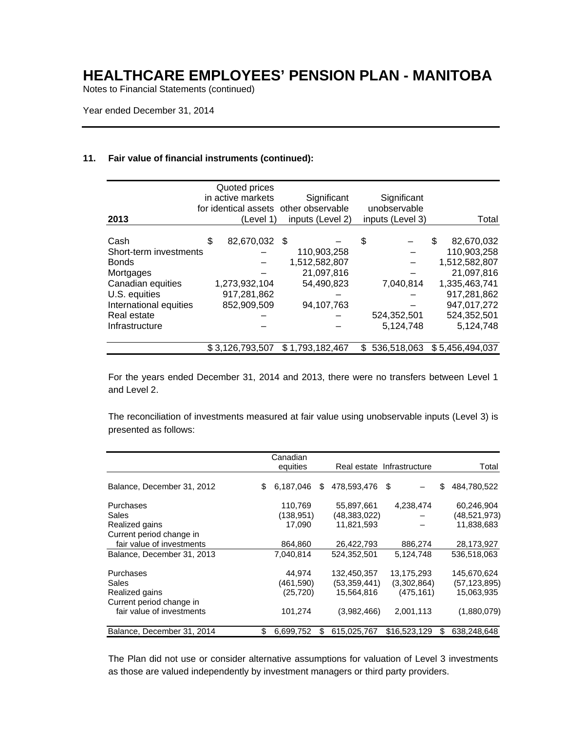### 11. Fair value of financial instruments (continued):

| 2013 | Quoted prices in active markets for identical assets (Level 1) | Significant other observable inputs (Level 2) | Significant unobservable inputs (Level 3) | Total |
|---|---|---|---|---|
| Cash | $ 82,670,032 | $ – | $ – | $ 82,670,032 |
| Short-term investments | – | 110,903,258 | – | 110,903,258 |
| Bonds | – | 1,512,582,807 | – | 1,512,582,807 |
| Mortgages | – | 21,097,816 | – | 21,097,816 |
| Canadian equities | 1,273,932,104 | 54,490,823 | 7,040,814 | 1,335,463,741 |
| U.S. equities | 917,281,862 | – | – | 917,281,862 |
| International equities | 852,909,509 | 94,107,763 | – | 947,017,272 |
| Real estate | – | – | 524,352,501 | 524,352,501 |
| Infrastructure | – | – | 5,124,748 | 5,124,748 |
| | $ 3,126,793,507 | $ 1,793,182,467 | $ 536,518,063 | $ 5,456,494,037 |

For the years ended December 31, 2014 and 2013, there were no transfers between Level 1 and Level 2.

The reconciliation of investments measured at fair value using unobservable inputs (Level 3) is presented as follows:

| | Canadian equities | Real estate | Infrastructure | Total |
|---|---|---|---|---|
| Balance, December 31, 2012 | $ 6,187,046 | $ 478,593,476 | $ – | $ 484,780,522 |
| Purchases | 110,769 | 55,897,661 | 4,238,474 | 60,246,904 |
| Sales | (138,951) | (48,383,022) | – | (48,521,973) |
| Realized gains | 17,090 | 11,821,593 | – | 11,838,683 |
| Current period change in fair value of investments | 864,860 | 26,422,793 | 886,274 | 28,173,927 |
| Balance, December 31, 2013 | 7,040,814 | 524,352,501 | 5,124,748 | 536,518,063 |
| Purchases | 44,974 | 132,450,357 | 13,175,293 | 145,670,624 |
| Sales | (461,590) | (53,359,441) | (3,302,864) | (57,123,895) |
| Realized gains | (25,720) | 15,564,816 | (475,161) | 15,063,935 |
| Current period change in fair value of investments | 101,274 | (3,982,466) | 2,001,113 | (1,880,079) |
| Balance, December 31, 2014 | $ 6,699,752 | $ 615,025,767 | $16,523,129 | $ 638,248,648 |

The Plan did not use or consider alternative assumptions for valuation of Level 3 investments as those are valued independently by investment managers or third party providers.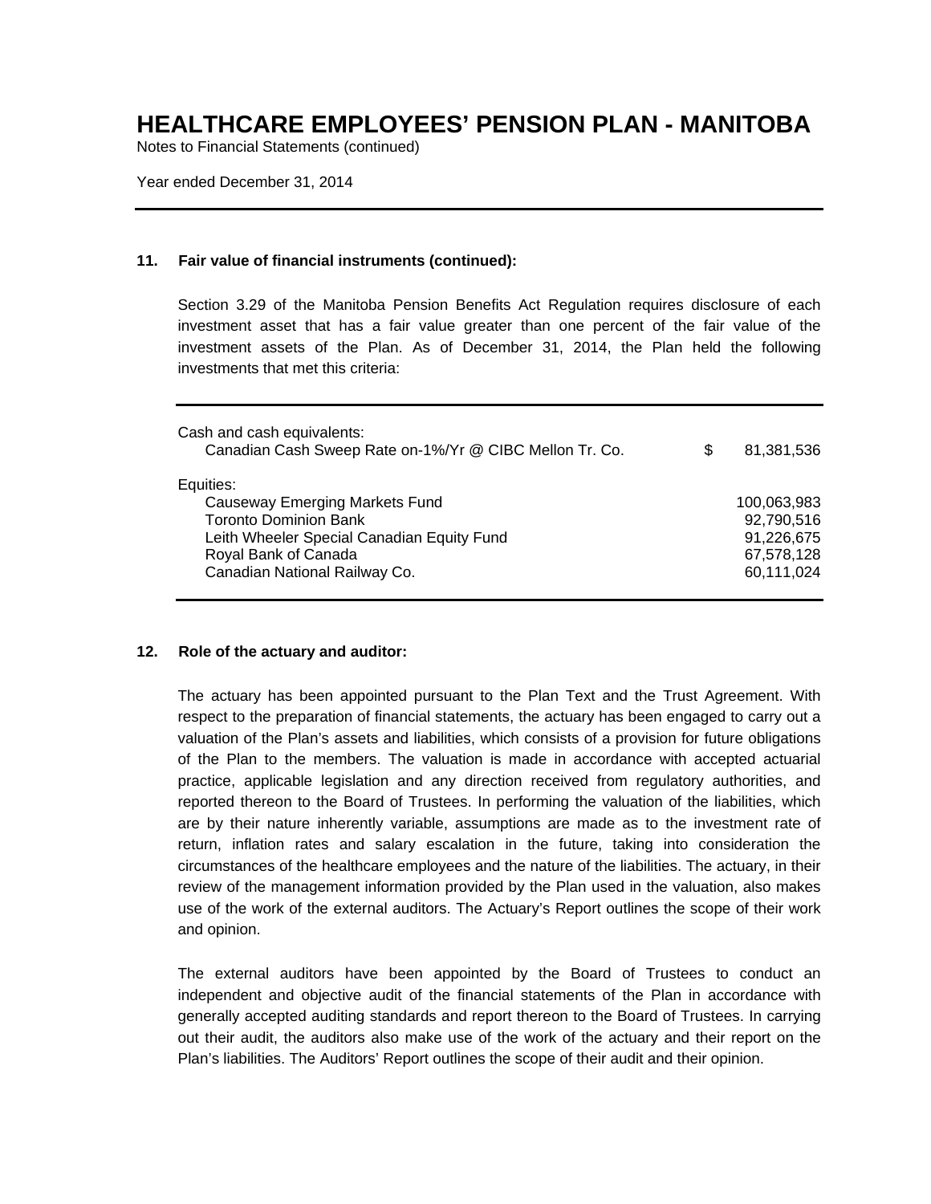# HEALTHCARE EMPLOYEES' PENSION PLAN - MANITOBA

Notes to Financial Statements (continued)

Year ended December 31, 2014

## 11. Fair value of financial instruments (continued):

Section 3.29 of the Manitoba Pension Benefits Act Regulation requires disclosure of each investment asset that has a fair value greater than one percent of the fair value of the investment assets of the Plan. As of December 31, 2014, the Plan held the following investments that met this criteria:

| | |
|---|---|
| Cash and cash equivalents: | |
| Canadian Cash Sweep Rate on-1%/Yr @ CIBC Mellon Tr. Co. | $ 81,381,536 |
| Equities: | |
| Causeway Emerging Markets Fund | 100,063,983 |
| Toronto Dominion Bank | 92,790,516 |
| Leith Wheeler Special Canadian Equity Fund | 91,226,675 |
| Royal Bank of Canada | 67,578,128 |
| Canadian National Railway Co. | 60,111,024 |

## 12. Role of the actuary and auditor:

The actuary has been appointed pursuant to the Plan Text and the Trust Agreement. With respect to the preparation of financial statements, the actuary has been engaged to carry out a valuation of the Plan's assets and liabilities, which consists of a provision for future obligations of the Plan to the members. The valuation is made in accordance with accepted actuarial practice, applicable legislation and any direction received from regulatory authorities, and reported thereon to the Board of Trustees. In performing the valuation of the liabilities, which are by their nature inherently variable, assumptions are made as to the investment rate of return, inflation rates and salary escalation in the future, taking into consideration the circumstances of the healthcare employees and the nature of the liabilities. The actuary, in their review of the management information provided by the Plan used in the valuation, also makes use of the work of the external auditors. The Actuary's Report outlines the scope of their work and opinion.

The external auditors have been appointed by the Board of Trustees to conduct an independent and objective audit of the financial statements of the Plan in accordance with generally accepted auditing standards and report thereon to the Board of Trustees. In carrying out their audit, the auditors also make use of the work of the actuary and their report on the Plan's liabilities. The Auditors' Report outlines the scope of their audit and their opinion.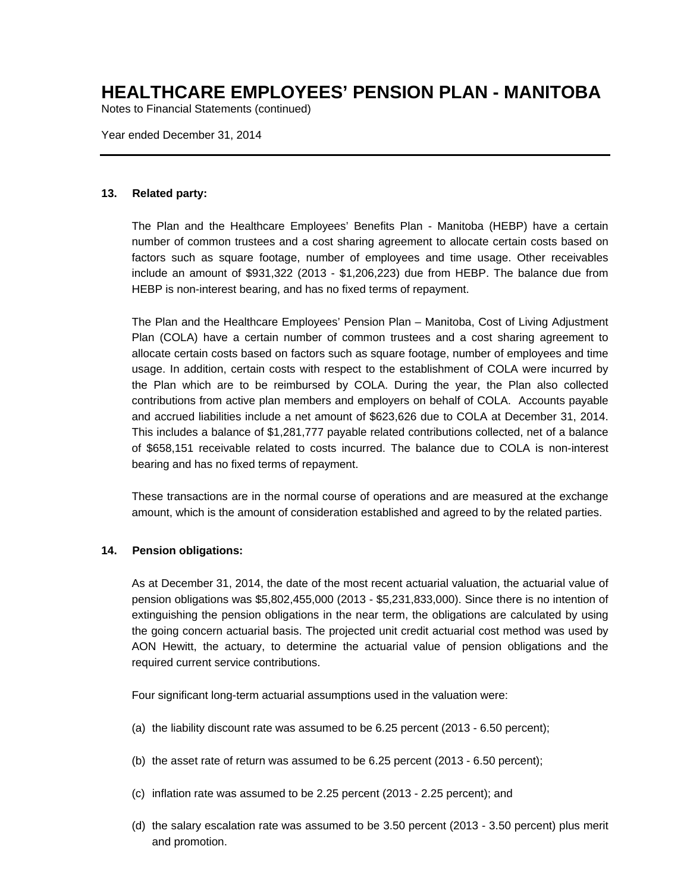# HEALTHCARE EMPLOYEES' PENSION PLAN - MANITOBA

Notes to Financial Statements (continued)

Year ended December 31, 2014

## 13. Related party:

The Plan and the Healthcare Employees' Benefits Plan - Manitoba (HEBP) have a certain number of common trustees and a cost sharing agreement to allocate certain costs based on factors such as square footage, number of employees and time usage. Other receivables include an amount of $931,322 (2013 - $1,206,223) due from HEBP. The balance due from HEBP is non-interest bearing, and has no fixed terms of repayment.

The Plan and the Healthcare Employees' Pension Plan – Manitoba, Cost of Living Adjustment Plan (COLA) have a certain number of common trustees and a cost sharing agreement to allocate certain costs based on factors such as square footage, number of employees and time usage. In addition, certain costs with respect to the establishment of COLA were incurred by the Plan which are to be reimbursed by COLA. During the year, the Plan also collected contributions from active plan members and employers on behalf of COLA. Accounts payable and accrued liabilities include a net amount of $623,626 due to COLA at December 31, 2014. This includes a balance of $1,281,777 payable related contributions collected, net of a balance of $658,151 receivable related to costs incurred. The balance due to COLA is non-interest bearing and has no fixed terms of repayment.

These transactions are in the normal course of operations and are measured at the exchange amount, which is the amount of consideration established and agreed to by the related parties.

## 14. Pension obligations:

As at December 31, 2014, the date of the most recent actuarial valuation, the actuarial value of pension obligations was $5,802,455,000 (2013 - $5,231,833,000). Since there is no intention of extinguishing the pension obligations in the near term, the obligations are calculated by using the going concern actuarial basis. The projected unit credit actuarial cost method was used by AON Hewitt, the actuary, to determine the actuarial value of pension obligations and the required current service contributions.

Four significant long-term actuarial assumptions used in the valuation were:

(a) the liability discount rate was assumed to be 6.25 percent (2013 - 6.50 percent);

(b) the asset rate of return was assumed to be 6.25 percent (2013 - 6.50 percent);

(c) inflation rate was assumed to be 2.25 percent (2013 - 2.25 percent); and

(d) the salary escalation rate was assumed to be 3.50 percent (2013 - 3.50 percent) plus merit and promotion.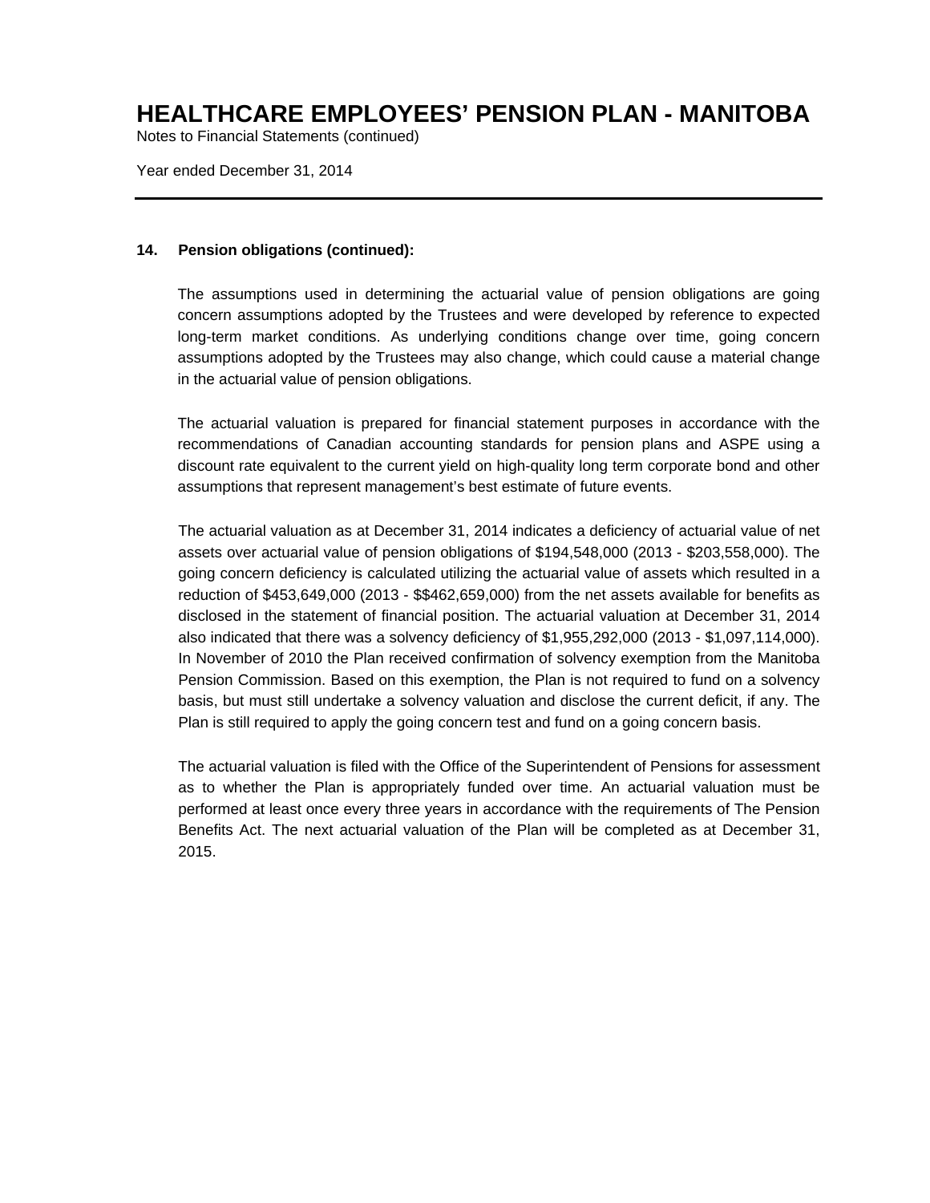# HEALTHCARE EMPLOYEES' PENSION PLAN - MANITOBA

Notes to Financial Statements (continued)

Year ended December 31, 2014

---

**14. Pension obligations (continued):**

The assumptions used in determining the actuarial value of pension obligations are going concern assumptions adopted by the Trustees and were developed by reference to expected long-term market conditions. As underlying conditions change over time, going concern assumptions adopted by the Trustees may also change, which could cause a material change in the actuarial value of pension obligations.

The actuarial valuation is prepared for financial statement purposes in accordance with the recommendations of Canadian accounting standards for pension plans and ASPE using a discount rate equivalent to the current yield on high-quality long term corporate bond and other assumptions that represent management's best estimate of future events.

The actuarial valuation as at December 31, 2014 indicates a deficiency of actuarial value of net assets over actuarial value of pension obligations of $194,548,000 (2013 - $203,558,000). The going concern deficiency is calculated utilizing the actuarial value of assets which resulted in a reduction of $453,649,000 (2013 - $$462,659,000) from the net assets available for benefits as disclosed in the statement of financial position. The actuarial valuation at December 31, 2014 also indicated that there was a solvency deficiency of $1,955,292,000 (2013 - $1,097,114,000). In November of 2010 the Plan received confirmation of solvency exemption from the Manitoba Pension Commission. Based on this exemption, the Plan is not required to fund on a solvency basis, but must still undertake a solvency valuation and disclose the current deficit, if any. The Plan is still required to apply the going concern test and fund on a going concern basis.

The actuarial valuation is filed with the Office of the Superintendent of Pensions for assessment as to whether the Plan is appropriately funded over time. An actuarial valuation must be performed at least once every three years in accordance with the requirements of The Pension Benefits Act. The next actuarial valuation of the Plan will be completed as at December 31, 2015.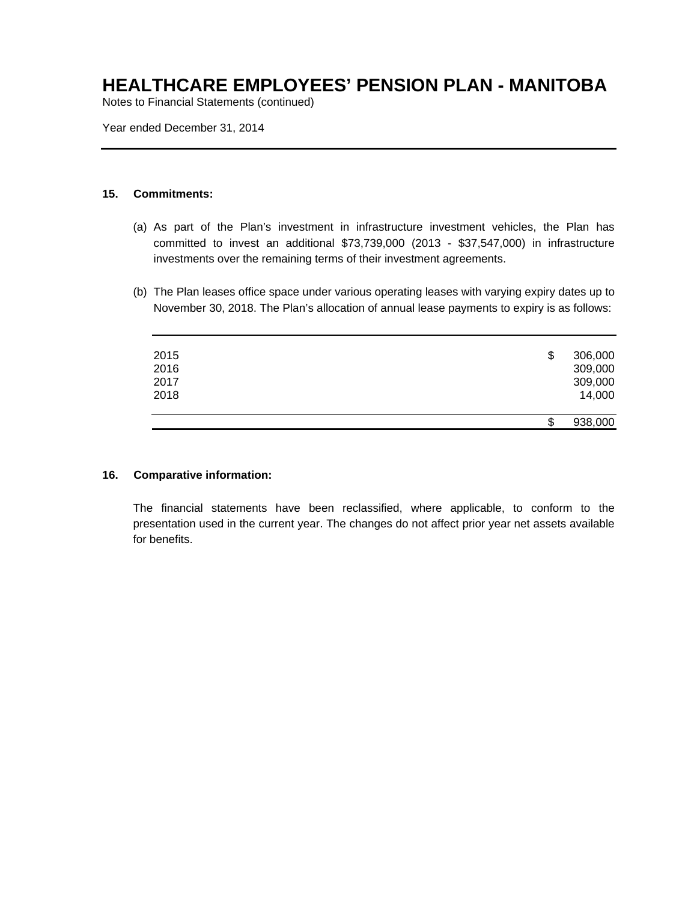# HEALTHCARE EMPLOYEES' PENSION PLAN - MANITOBA

Notes to Financial Statements (continued)

Year ended December 31, 2014

## 15. Commitments:

(a) As part of the Plan's investment in infrastructure investment vehicles, the Plan has committed to invest an additional $73,739,000 (2013 - $37,547,000) in infrastructure investments over the remaining terms of their investment agreements.

(b) The Plan leases office space under various operating leases with varying expiry dates up to November 30, 2018. The Plan's allocation of annual lease payments to expiry is as follows:

| | |
|---|---|
| 2015 | $ 306,000 |
| 2016 | 309,000 |
| 2017 | 309,000 |
| 2018 | 14,000 |
| | $ 938,000 |

## 16. Comparative information:

The financial statements have been reclassified, where applicable, to conform to the presentation used in the current year. The changes do not affect prior year net assets available for benefits.